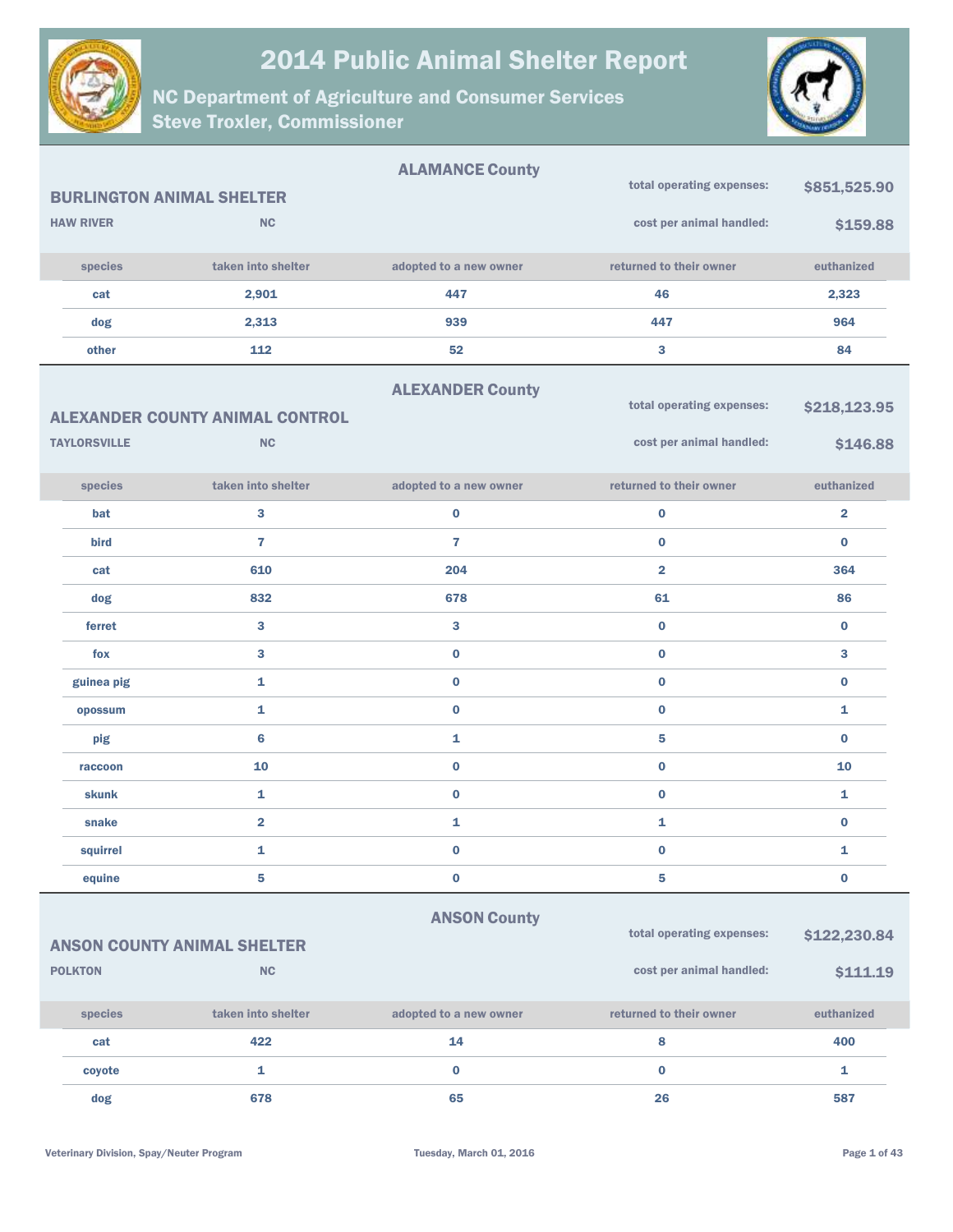# 2014 Public Animal Shelter Report

## NC Department of Agriculture and Consumer Services
## Steve Troxler, Commissioner

### ALAMANCE County

**BURLINGTON ANIMAL SHELTER**

HAW RIVER NC

total operating expenses: $851,525.90

cost per animal handled: $159.88

| species | taken into shelter | adopted to a new owner | returned to their owner | euthanized |
|---|---|---|---|---|
| cat | 2,901 | 447 | 46 | 2,323 |
| dog | 2,313 | 939 | 447 | 964 |
| other | 112 | 52 | 3 | 84 |

### ALEXANDER County

**ALEXANDER COUNTY ANIMAL CONTROL**

TAYLORSVILLE NC

total operating expenses: $218,123.95

cost per animal handled: $146.88

| species | taken into shelter | adopted to a new owner | returned to their owner | euthanized |
|---|---|---|---|---|
| bat | 3 | 0 | 0 | 2 |
| bird | 7 | 7 | 0 | 0 |
| cat | 610 | 204 | 2 | 364 |
| dog | 832 | 678 | 61 | 86 |
| ferret | 3 | 3 | 0 | 0 |
| fox | 3 | 0 | 0 | 3 |
| guinea pig | 1 | 0 | 0 | 0 |
| opossum | 1 | 0 | 0 | 1 |
| pig | 6 | 1 | 5 | 0 |
| raccoon | 10 | 0 | 0 | 10 |
| skunk | 1 | 0 | 0 | 1 |
| snake | 2 | 1 | 1 | 0 |
| squirrel | 1 | 0 | 0 | 1 |
| equine | 5 | 0 | 5 | 0 |

### ANSON County

**ANSON COUNTY ANIMAL SHELTER**

POLKTON NC

total operating expenses: $122,230.84

cost per animal handled: $111.19

| species | taken into shelter | adopted to a new owner | returned to their owner | euthanized |
|---|---|---|---|---|
| cat | 422 | 14 | 8 | 400 |
| coyote | 1 | 0 | 0 | 1 |
| dog | 678 | 65 | 26 | 587 |

Veterinary Division, Spay/Neuter Program

Tuesday, March 01, 2016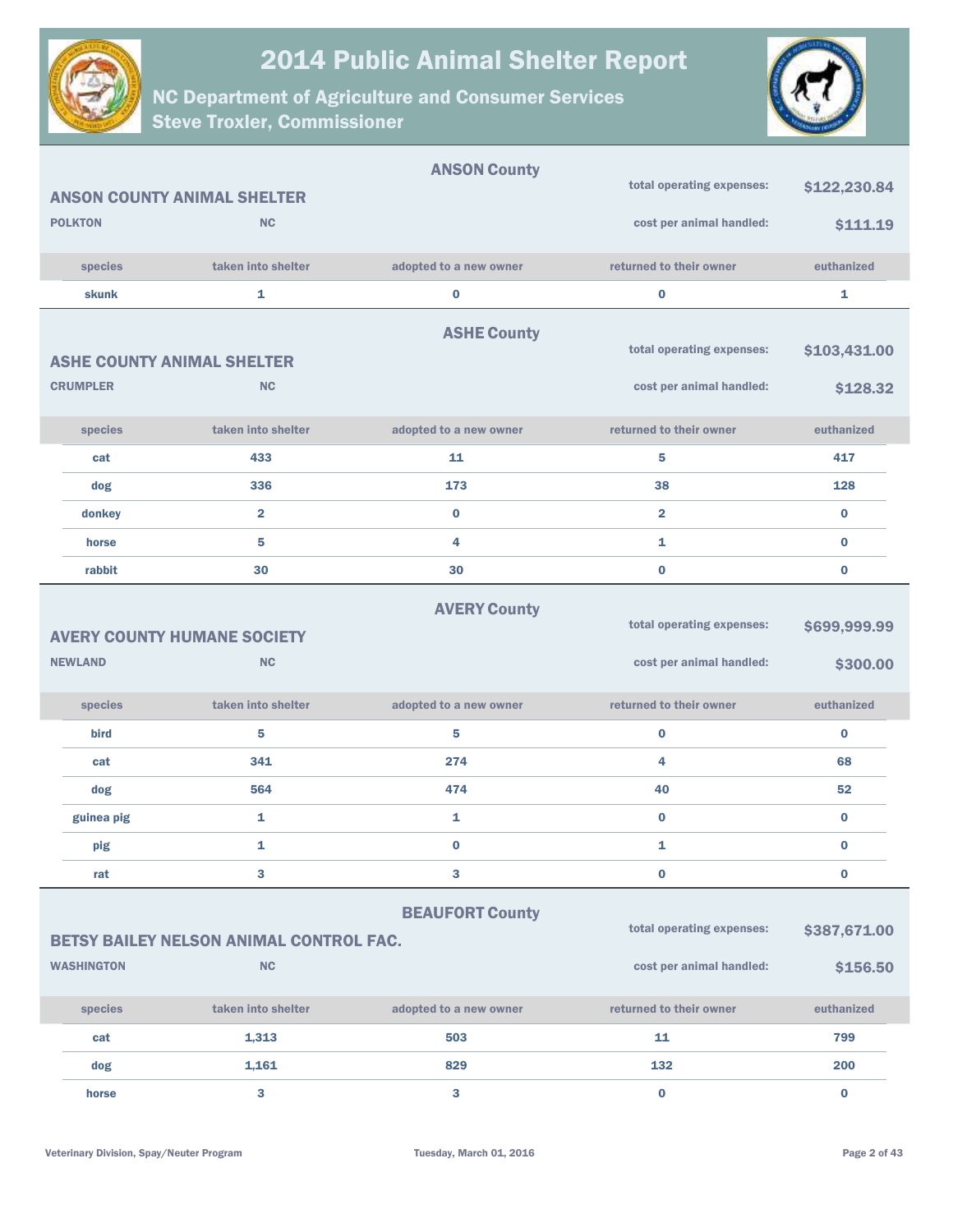# 2014 Public Animal Shelter Report

## NC Department of Agriculture and Consumer Services
## Steve Troxler, Commissioner

### ANSON County

**ANSON COUNTY ANIMAL SHELTER**
**POLKTON** **NC**

total operating expenses: **$122,230.84**
cost per animal handled: **$111.19**

| species | taken into shelter | adopted to a new owner | returned to their owner | euthanized |
|---|---|---|---|---|
| skunk | 1 | 0 | 0 | 1 |

### ASHE County

**ASHE COUNTY ANIMAL SHELTER**
**CRUMPLER** **NC**

total operating expenses: **$103,431.00**
cost per animal handled: **$128.32**

| species | taken into shelter | adopted to a new owner | returned to their owner | euthanized |
|---|---|---|---|---|
| cat | 433 | 11 | 5 | 417 |
| dog | 336 | 173 | 38 | 128 |
| donkey | 2 | 0 | 2 | 0 |
| horse | 5 | 4 | 1 | 0 |
| rabbit | 30 | 30 | 0 | 0 |

### AVERY County

**AVERY COUNTY HUMANE SOCIETY**
**NEWLAND** **NC**

total operating expenses: **$699,999.99**
cost per animal handled: **$300.00**

| species | taken into shelter | adopted to a new owner | returned to their owner | euthanized |
|---|---|---|---|---|
| bird | 5 | 5 | 0 | 0 |
| cat | 341 | 274 | 4 | 68 |
| dog | 564 | 474 | 40 | 52 |
| guinea pig | 1 | 1 | 0 | 0 |
| pig | 1 | 0 | 1 | 0 |
| rat | 3 | 3 | 0 | 0 |

### BEAUFORT County

**BETSY BAILEY NELSON ANIMAL CONTROL FAC.**
**WASHINGTON** **NC**

total operating expenses: **$387,671.00**
cost per animal handled: **$156.50**

| species | taken into shelter | adopted to a new owner | returned to their owner | euthanized |
|---|---|---|---|---|
| cat | 1,313 | 503 | 11 | 799 |
| dog | 1,161 | 829 | 132 | 200 |
| horse | 3 | 3 | 0 | 0 |

Veterinary Division, Spay/Neuter Program — Tuesday, March 01, 2016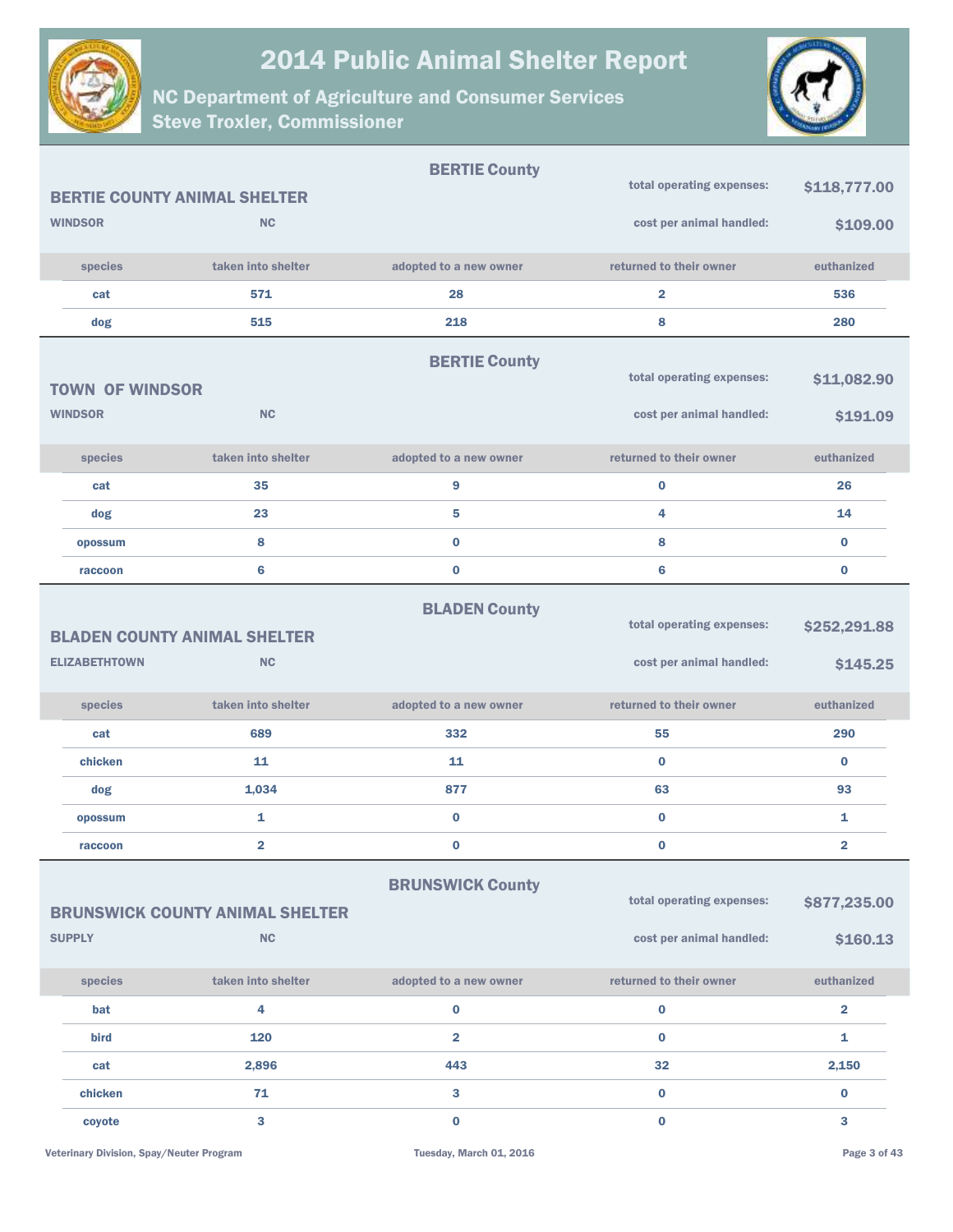# 2014 Public Animal Shelter Report

## NC Department of Agriculture and Consumer Services
## Steve Troxler, Commissioner

---

### BERTIE County

**BERTIE COUNTY ANIMAL SHELTER**

**WINDSOR** **NC**

**total operating expenses:** **$118,777.00**

**cost per animal handled:** **$109.00**

| species | taken into shelter | adopted to a new owner | returned to their owner | euthanized |
|---|---|---|---|---|
| cat | 571 | 28 | 2 | 536 |
| dog | 515 | 218 | 8 | 280 |

---

### BERTIE County

**TOWN OF WINDSOR**

**WINDSOR** **NC**

**total operating expenses:** **$11,082.90**

**cost per animal handled:** **$191.09**

| species | taken into shelter | adopted to a new owner | returned to their owner | euthanized |
|---|---|---|---|---|
| cat | 35 | 9 | 0 | 26 |
| dog | 23 | 5 | 4 | 14 |
| opossum | 8 | 0 | 8 | 0 |
| raccoon | 6 | 0 | 6 | 0 |

---

### BLADEN County

**BLADEN COUNTY ANIMAL SHELTER**

**ELIZABETHTOWN** **NC**

**total operating expenses:** **$252,291.88**

**cost per animal handled:** **$145.25**

| species | taken into shelter | adopted to a new owner | returned to their owner | euthanized |
|---|---|---|---|---|
| cat | 689 | 332 | 55 | 290 |
| chicken | 11 | 11 | 0 | 0 |
| dog | 1,034 | 877 | 63 | 93 |
| opossum | 1 | 0 | 0 | 1 |
| raccoon | 2 | 0 | 0 | 2 |

---

### BRUNSWICK County

**BRUNSWICK COUNTY ANIMAL SHELTER**

**SUPPLY** **NC**

**total operating expenses:** **$877,235.00**

**cost per animal handled:** **$160.13**

| species | taken into shelter | adopted to a new owner | returned to their owner | euthanized |
|---|---|---|---|---|
| bat | 4 | 0 | 0 | 2 |
| bird | 120 | 2 | 0 | 1 |
| cat | 2,896 | 443 | 32 | 2,150 |
| chicken | 71 | 3 | 0 | 0 |
| coyote | 3 | 0 | 0 | 3 |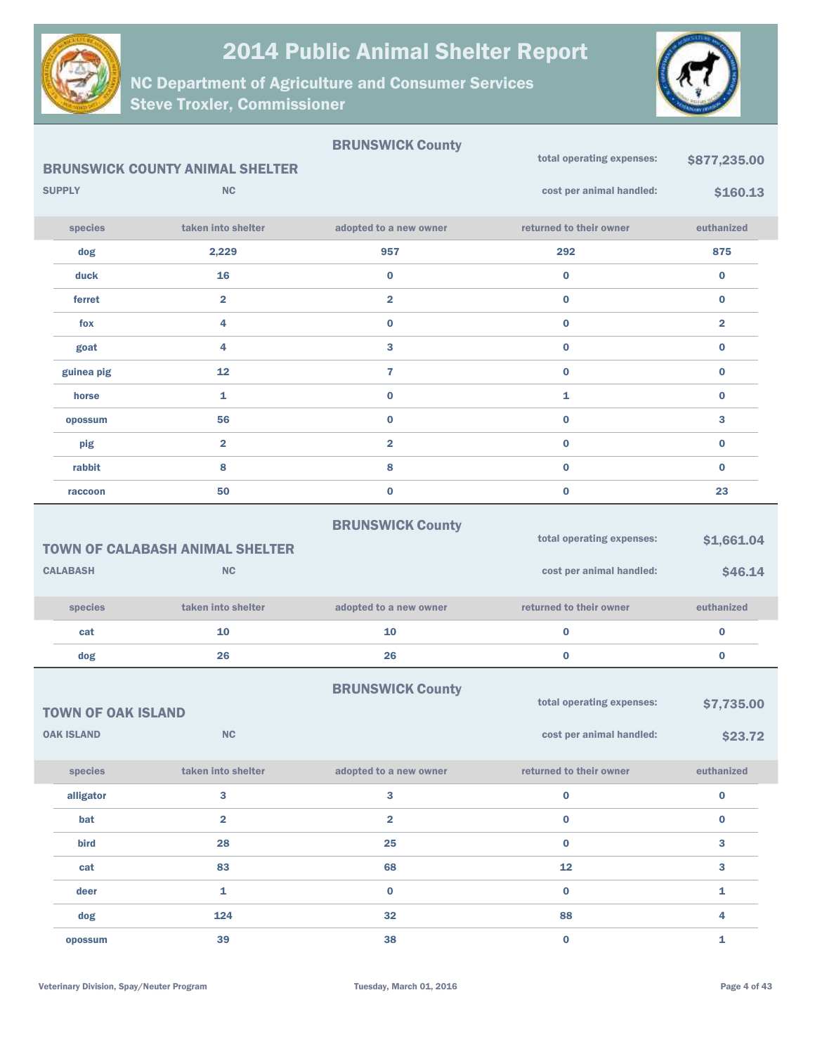# 2014 Public Animal Shelter Report

## NC Department of Agriculture and Consumer Services
## Steve Troxler, Commissioner

### BRUNSWICK County

**BRUNSWICK COUNTY ANIMAL SHELTER**

**SUPPLY** **NC**

**total operating expenses:** $877,235.00

**cost per animal handled:** $160.13

| species | taken into shelter | adopted to a new owner | returned to their owner | euthanized |
|---|---|---|---|---|
| dog | 2,229 | 957 | 292 | 875 |
| duck | 16 | 0 | 0 | 0 |
| ferret | 2 | 2 | 0 | 0 |
| fox | 4 | 0 | 0 | 2 |
| goat | 4 | 3 | 0 | 0 |
| guinea pig | 12 | 7 | 0 | 0 |
| horse | 1 | 0 | 1 | 0 |
| opossum | 56 | 0 | 0 | 3 |
| pig | 2 | 2 | 0 | 0 |
| rabbit | 8 | 8 | 0 | 0 |
| raccoon | 50 | 0 | 0 | 23 |

### BRUNSWICK County

**TOWN OF CALABASH ANIMAL SHELTER**

**CALABASH** **NC**

**total operating expenses:** $1,661.04

**cost per animal handled:** $46.14

| species | taken into shelter | adopted to a new owner | returned to their owner | euthanized |
|---|---|---|---|---|
| cat | 10 | 10 | 0 | 0 |
| dog | 26 | 26 | 0 | 0 |

### BRUNSWICK County

**TOWN OF OAK ISLAND**

**OAK ISLAND** **NC**

**total operating expenses:** $7,735.00

**cost per animal handled:** $23.72

| species | taken into shelter | adopted to a new owner | returned to their owner | euthanized |
|---|---|---|---|---|
| alligator | 3 | 3 | 0 | 0 |
| bat | 2 | 2 | 0 | 0 |
| bird | 28 | 25 | 0 | 3 |
| cat | 83 | 68 | 12 | 3 |
| deer | 1 | 0 | 0 | 1 |
| dog | 124 | 32 | 88 | 4 |
| opossum | 39 | 38 | 0 | 1 |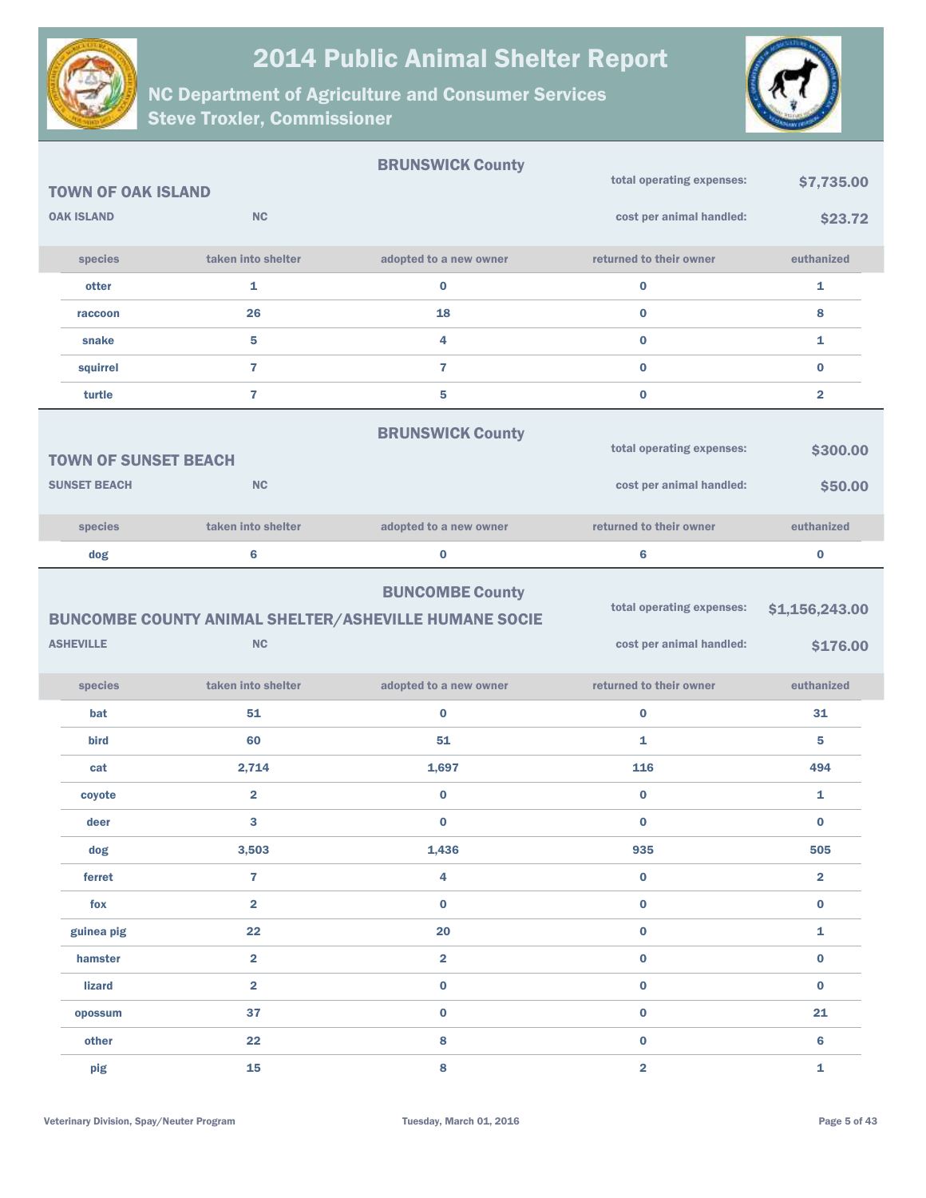# 2014 Public Animal Shelter Report

## NC Department of Agriculture and Consumer Services
## Steve Troxler, Commissioner

### BRUNSWICK County

**TOWN OF OAK ISLAND**

**OAK ISLAND** **NC**

total operating expenses: **$7,735.00**

cost per animal handled: **$23.72**

| species | taken into shelter | adopted to a new owner | returned to their owner | euthanized |
|---|---|---|---|---|
| otter | 1 | 0 | 0 | 1 |
| raccoon | 26 | 18 | 0 | 8 |
| snake | 5 | 4 | 0 | 1 |
| squirrel | 7 | 7 | 0 | 0 |
| turtle | 7 | 5 | 0 | 2 |

### BRUNSWICK County

**TOWN OF SUNSET BEACH**

**SUNSET BEACH** **NC**

total operating expenses: **$300.00**

cost per animal handled: **$50.00**

| species | taken into shelter | adopted to a new owner | returned to their owner | euthanized |
|---|---|---|---|---|
| dog | 6 | 0 | 6 | 0 |

### BUNCOMBE County

**BUNCOMBE COUNTY ANIMAL SHELTER/ASHEVILLE HUMANE SOCIE**

**ASHEVILLE** **NC**

total operating expenses: **$1,156,243.00**

cost per animal handled: **$176.00**

| species | taken into shelter | adopted to a new owner | returned to their owner | euthanized |
|---|---|---|---|---|
| bat | 51 | 0 | 0 | 31 |
| bird | 60 | 51 | 1 | 5 |
| cat | 2,714 | 1,697 | 116 | 494 |
| coyote | 2 | 0 | 0 | 1 |
| deer | 3 | 0 | 0 | 0 |
| dog | 3,503 | 1,436 | 935 | 505 |
| ferret | 7 | 4 | 0 | 2 |
| fox | 2 | 0 | 0 | 0 |
| guinea pig | 22 | 20 | 0 | 1 |
| hamster | 2 | 2 | 0 | 0 |
| lizard | 2 | 0 | 0 | 0 |
| opossum | 37 | 0 | 0 | 21 |
| other | 22 | 8 | 0 | 6 |
| pig | 15 | 8 | 2 | 1 |

Veterinary Division, Spay/Neuter Program

Tuesday, March 01, 2016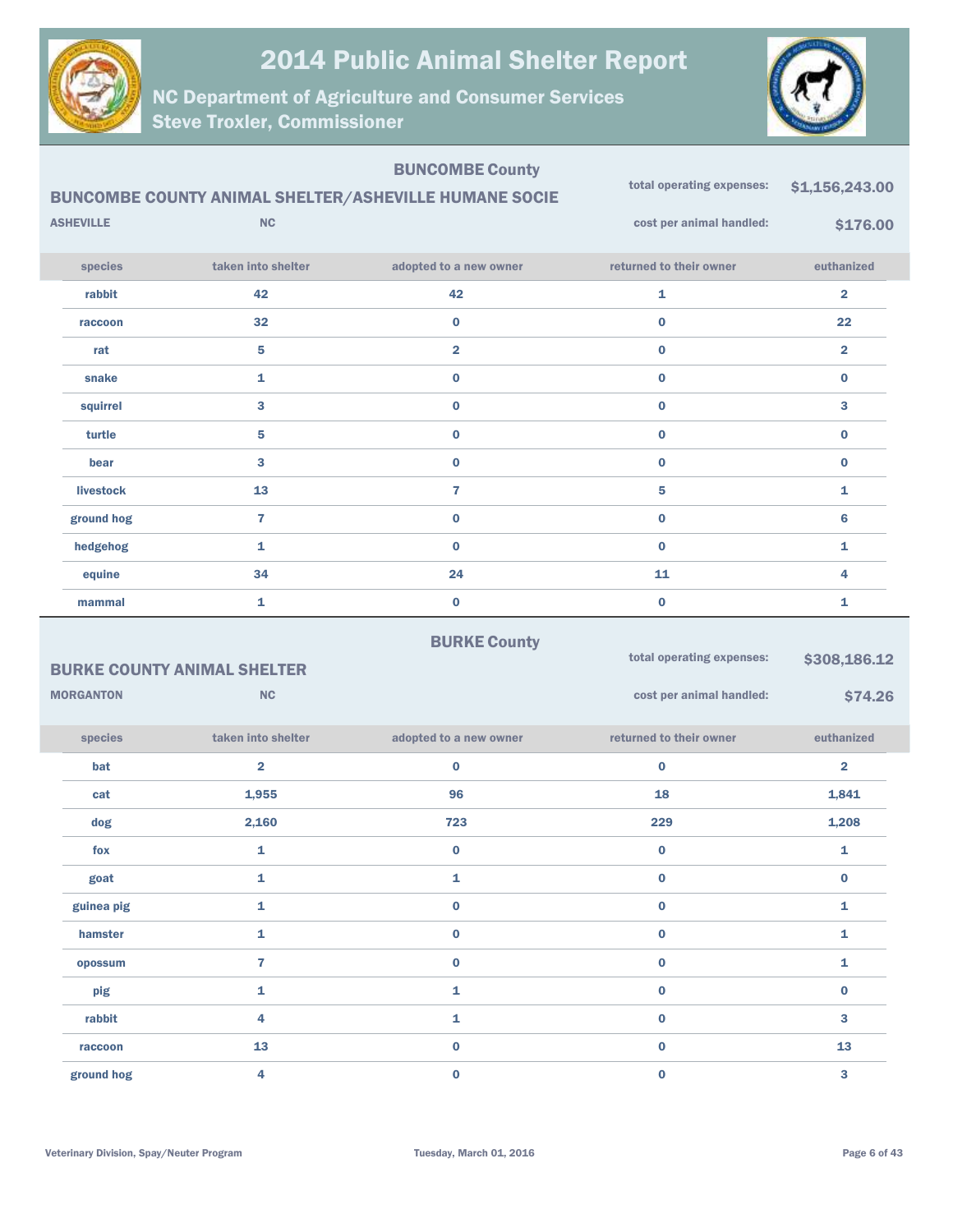# 2014 Public Animal Shelter Report

NC Department of Agriculture and Consumer Services
Steve Troxler, Commissioner

## BUNCOMBE County

### BUNCOMBE COUNTY ANIMAL SHELTER/ASHEVILLE HUMANE SOCIE

ASHEVILLE NC

total operating expenses: **$1,156,243.00**

cost per animal handled: **$176.00**

| species | taken into shelter | adopted to a new owner | returned to their owner | euthanized |
|---|---|---|---|---|
| rabbit | 42 | 42 | 1 | 2 |
| raccoon | 32 | 0 | 0 | 22 |
| rat | 5 | 2 | 0 | 2 |
| snake | 1 | 0 | 0 | 0 |
| squirrel | 3 | 0 | 0 | 3 |
| turtle | 5 | 0 | 0 | 0 |
| bear | 3 | 0 | 0 | 0 |
| livestock | 13 | 7 | 5 | 1 |
| ground hog | 7 | 0 | 0 | 6 |
| hedgehog | 1 | 0 | 0 | 1 |
| equine | 34 | 24 | 11 | 4 |
| mammal | 1 | 0 | 0 | 1 |

## BURKE County

### BURKE COUNTY ANIMAL SHELTER

MORGANTON NC

total operating expenses: **$308,186.12**

cost per animal handled: **$74.26**

| species | taken into shelter | adopted to a new owner | returned to their owner | euthanized |
|---|---|---|---|---|
| bat | 2 | 0 | 0 | 2 |
| cat | 1,955 | 96 | 18 | 1,841 |
| dog | 2,160 | 723 | 229 | 1,208 |
| fox | 1 | 0 | 0 | 1 |
| goat | 1 | 1 | 0 | 0 |
| guinea pig | 1 | 0 | 0 | 1 |
| hamster | 1 | 0 | 0 | 1 |
| opossum | 7 | 0 | 0 | 1 |
| pig | 1 | 1 | 0 | 0 |
| rabbit | 4 | 1 | 0 | 3 |
| raccoon | 13 | 0 | 0 | 13 |
| ground hog | 4 | 0 | 0 | 3 |

Veterinary Division, Spay/Neuter Program

Tuesday, March 01, 2016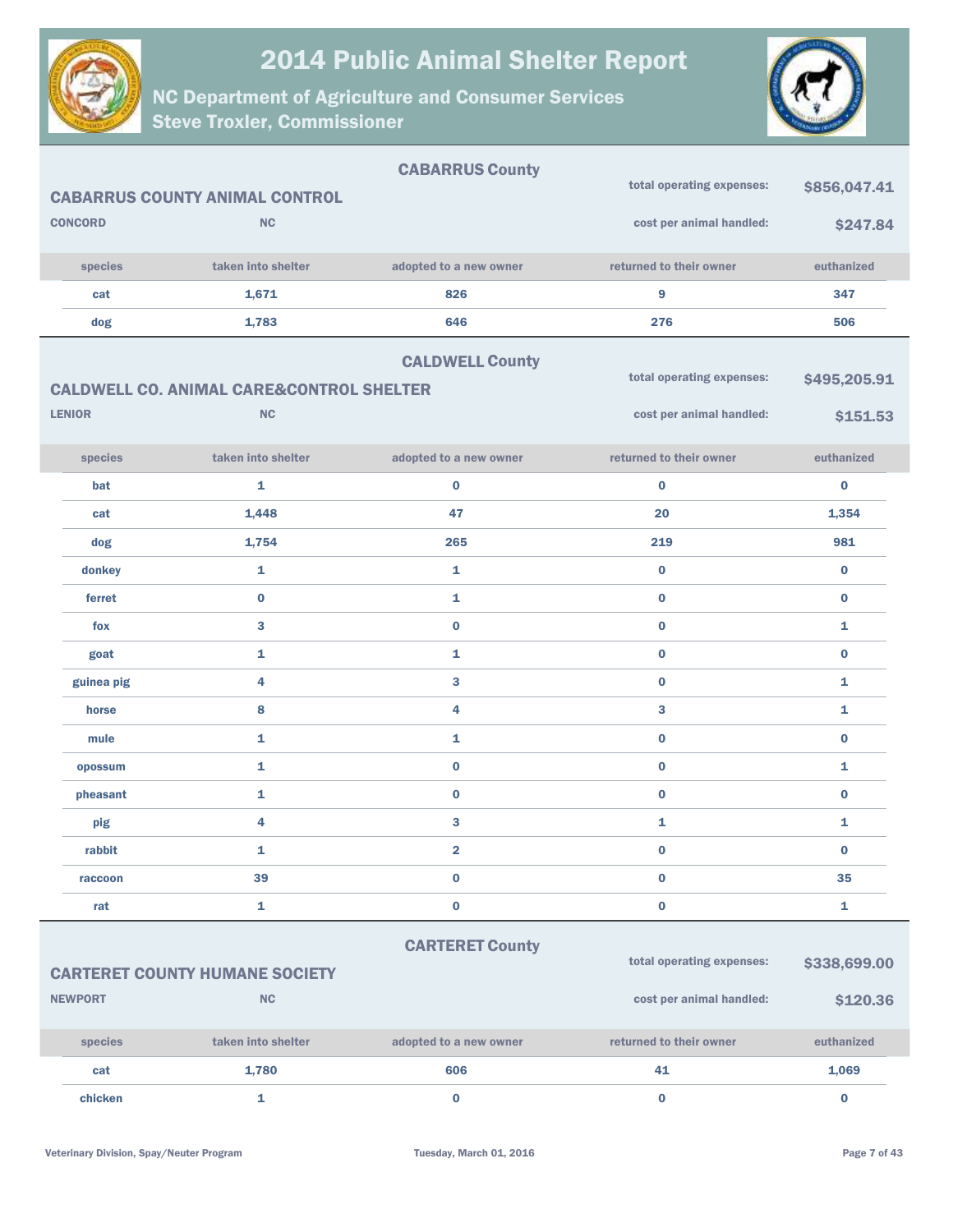# 2014 Public Animal Shelter Report

## NC Department of Agriculture and Consumer Services
## Steve Troxler, Commissioner

### CABARRUS County

**CABARRUS COUNTY ANIMAL CONTROL**

**CONCORD** **NC**

total operating expenses: **$856,047.41**

cost per animal handled: **$247.84**

| species | taken into shelter | adopted to a new owner | returned to their owner | euthanized |
|---|---|---|---|---|
| cat | 1,671 | 826 | 9 | 347 |
| dog | 1,783 | 646 | 276 | 506 |

### CALDWELL County

**CALDWELL CO. ANIMAL CARE&CONTROL SHELTER**

**LENIOR** **NC**

total operating expenses: **$495,205.91**

cost per animal handled: **$151.53**

| species | taken into shelter | adopted to a new owner | returned to their owner | euthanized |
|---|---|---|---|---|
| bat | 1 | 0 | 0 | 0 |
| cat | 1,448 | 47 | 20 | 1,354 |
| dog | 1,754 | 265 | 219 | 981 |
| donkey | 1 | 1 | 0 | 0 |
| ferret | 0 | 1 | 0 | 0 |
| fox | 3 | 0 | 0 | 1 |
| goat | 1 | 1 | 0 | 0 |
| guinea pig | 4 | 3 | 0 | 1 |
| horse | 8 | 4 | 3 | 1 |
| mule | 1 | 1 | 0 | 0 |
| opossum | 1 | 0 | 0 | 1 |
| pheasant | 1 | 0 | 0 | 0 |
| pig | 4 | 3 | 1 | 1 |
| rabbit | 1 | 2 | 0 | 0 |
| raccoon | 39 | 0 | 0 | 35 |
| rat | 1 | 0 | 0 | 1 |

### CARTERET County

**CARTERET COUNTY HUMANE SOCIETY**

**NEWPORT** **NC**

total operating expenses: **$338,699.00**

cost per animal handled: **$120.36**

| species | taken into shelter | adopted to a new owner | returned to their owner | euthanized |
|---|---|---|---|---|
| cat | 1,780 | 606 | 41 | 1,069 |
| chicken | 1 | 0 | 0 | 0 |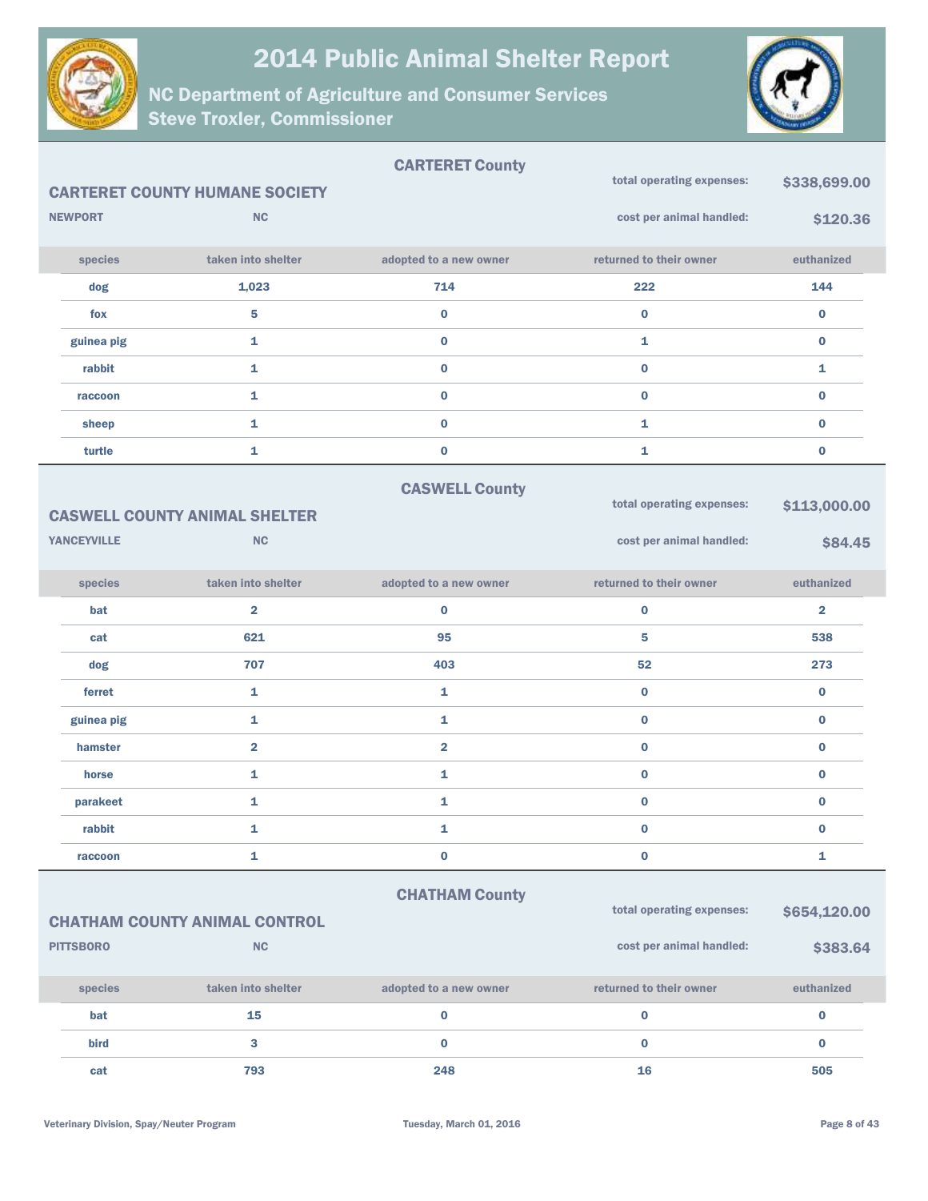# 2014 Public Animal Shelter Report

## NC Department of Agriculture and Consumer Services
## Steve Troxler, Commissioner

### CARTERET County

**CARTERET COUNTY HUMANE SOCIETY**

**NEWPORT** **NC**

total operating expenses: **$338,699.00**

cost per animal handled: **$120.36**

| species | taken into shelter | adopted to a new owner | returned to their owner | euthanized |
|---|---|---|---|---|
| dog | 1,023 | 714 | 222 | 144 |
| fox | 5 | 0 | 0 | 0 |
| guinea pig | 1 | 0 | 1 | 0 |
| rabbit | 1 | 0 | 0 | 1 |
| raccoon | 1 | 0 | 0 | 0 |
| sheep | 1 | 0 | 1 | 0 |
| turtle | 1 | 0 | 1 | 0 |

### CASWELL County

**CASWELL COUNTY ANIMAL SHELTER**

**YANCEYVILLE** **NC**

total operating expenses: **$113,000.00**

cost per animal handled: **$84.45**

| species | taken into shelter | adopted to a new owner | returned to their owner | euthanized |
|---|---|---|---|---|
| bat | 2 | 0 | 0 | 2 |
| cat | 621 | 95 | 5 | 538 |
| dog | 707 | 403 | 52 | 273 |
| ferret | 1 | 1 | 0 | 0 |
| guinea pig | 1 | 1 | 0 | 0 |
| hamster | 2 | 2 | 0 | 0 |
| horse | 1 | 1 | 0 | 0 |
| parakeet | 1 | 1 | 0 | 0 |
| rabbit | 1 | 1 | 0 | 0 |
| raccoon | 1 | 0 | 0 | 1 |

### CHATHAM County

**CHATHAM COUNTY ANIMAL CONTROL**

**PITTSBORO** **NC**

total operating expenses: **$654,120.00**

cost per animal handled: **$383.64**

| species | taken into shelter | adopted to a new owner | returned to their owner | euthanized |
|---|---|---|---|---|
| bat | 15 | 0 | 0 | 0 |
| bird | 3 | 0 | 0 | 0 |
| cat | 793 | 248 | 16 | 505 |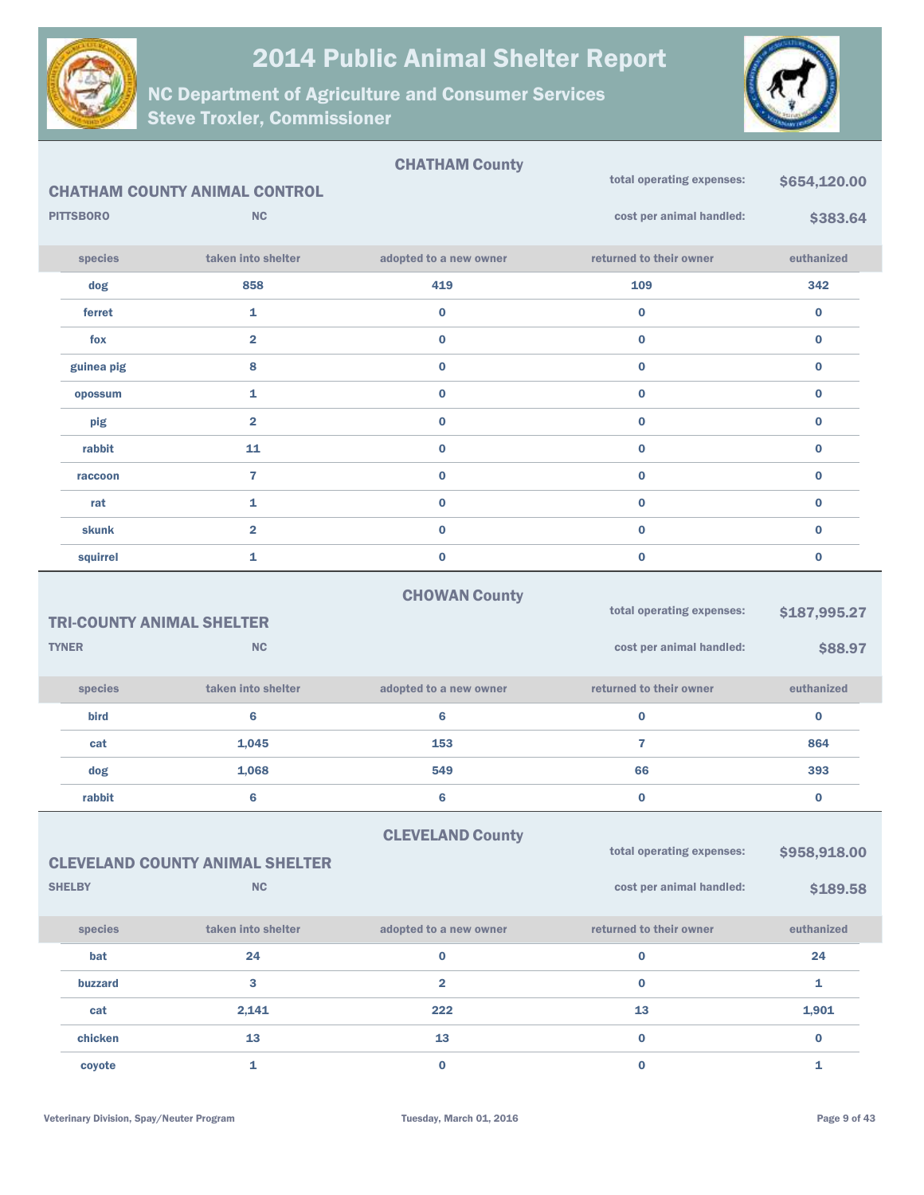# 2014 Public Animal Shelter Report

## NC Department of Agriculture and Consumer Services
## Steve Troxler, Commissioner

### CHATHAM County

**CHATHAM COUNTY ANIMAL CONTROL**

PITTSBORO NC

total operating expenses: **$654,120.00**

cost per animal handled: **$383.64**

| species | taken into shelter | adopted to a new owner | returned to their owner | euthanized |
|---|---|---|---|---|
| dog | 858 | 419 | 109 | 342 |
| ferret | 1 | 0 | 0 | 0 |
| fox | 2 | 0 | 0 | 0 |
| guinea pig | 8 | 0 | 0 | 0 |
| opossum | 1 | 0 | 0 | 0 |
| pig | 2 | 0 | 0 | 0 |
| rabbit | 11 | 0 | 0 | 0 |
| raccoon | 7 | 0 | 0 | 0 |
| rat | 1 | 0 | 0 | 0 |
| skunk | 2 | 0 | 0 | 0 |
| squirrel | 1 | 0 | 0 | 0 |

### CHOWAN County

**TRI-COUNTY ANIMAL SHELTER**

TYNER NC

total operating expenses: **$187,995.27**

cost per animal handled: **$88.97**

| species | taken into shelter | adopted to a new owner | returned to their owner | euthanized |
|---|---|---|---|---|
| bird | 6 | 6 | 0 | 0 |
| cat | 1,045 | 153 | 7 | 864 |
| dog | 1,068 | 549 | 66 | 393 |
| rabbit | 6 | 6 | 0 | 0 |

### CLEVELAND County

**CLEVELAND COUNTY ANIMAL SHELTER**

SHELBY NC

total operating expenses: **$958,918.00**

cost per animal handled: **$189.58**

| species | taken into shelter | adopted to a new owner | returned to their owner | euthanized |
|---|---|---|---|---|
| bat | 24 | 0 | 0 | 24 |
| buzzard | 3 | 2 | 0 | 1 |
| cat | 2,141 | 222 | 13 | 1,901 |
| chicken | 13 | 13 | 0 | 0 |
| coyote | 1 | 0 | 0 | 1 |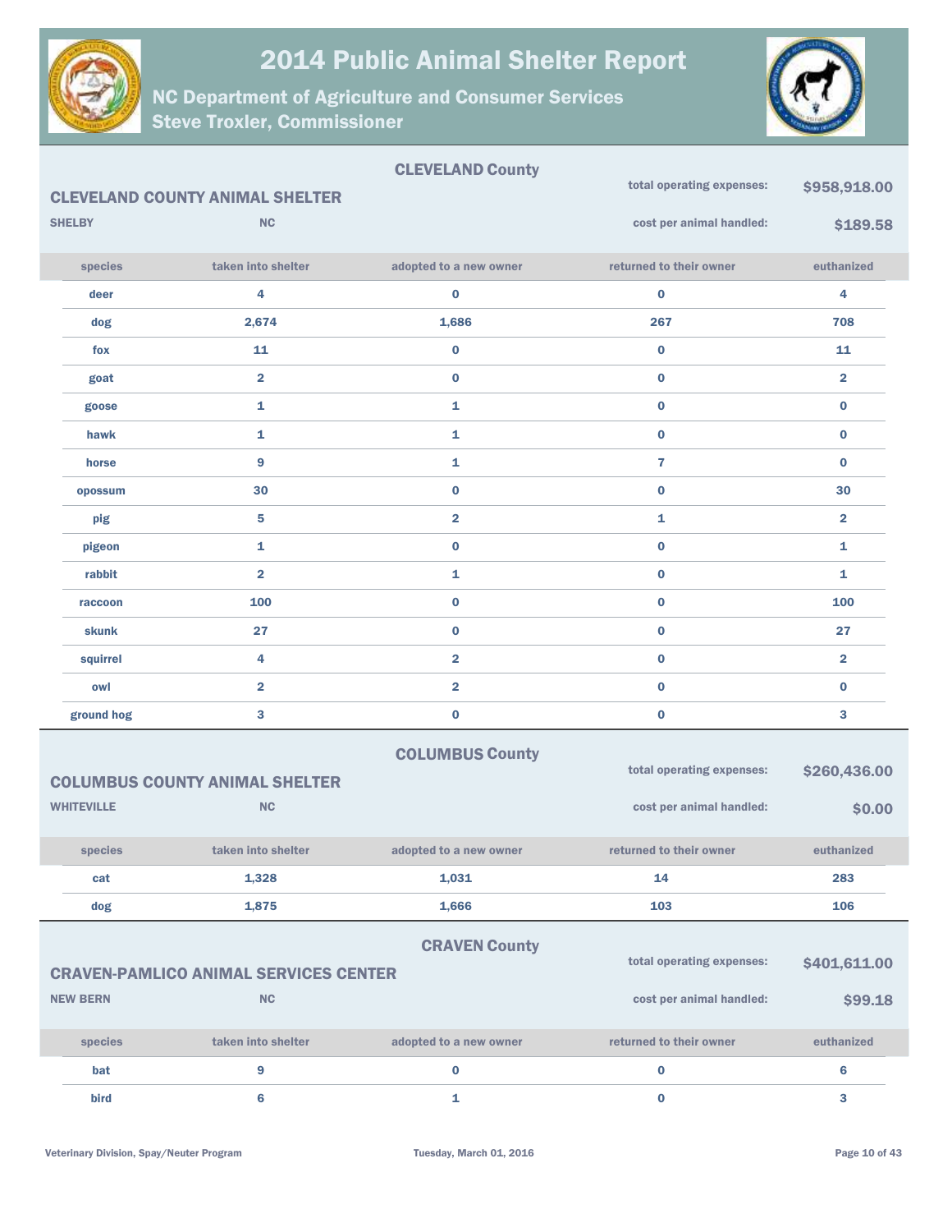# 2014 Public Animal Shelter Report

## NC Department of Agriculture and Consumer Services
## Steve Troxler, Commissioner

### CLEVELAND County

**CLEVELAND COUNTY ANIMAL SHELTER**

**SHELBY** **NC**

total operating expenses: **$958,918.00**

cost per animal handled: **$189.58**

| species | taken into shelter | adopted to a new owner | returned to their owner | euthanized |
|---|---|---|---|---|
| deer | 4 | 0 | 0 | 4 |
| dog | 2,674 | 1,686 | 267 | 708 |
| fox | 11 | 0 | 0 | 11 |
| goat | 2 | 0 | 0 | 2 |
| goose | 1 | 1 | 0 | 0 |
| hawk | 1 | 1 | 0 | 0 |
| horse | 9 | 1 | 7 | 0 |
| opossum | 30 | 0 | 0 | 30 |
| pig | 5 | 2 | 1 | 2 |
| pigeon | 1 | 0 | 0 | 1 |
| rabbit | 2 | 1 | 0 | 1 |
| raccoon | 100 | 0 | 0 | 100 |
| skunk | 27 | 0 | 0 | 27 |
| squirrel | 4 | 2 | 0 | 2 |
| owl | 2 | 2 | 0 | 0 |
| ground hog | 3 | 0 | 0 | 3 |

### COLUMBUS County

**COLUMBUS COUNTY ANIMAL SHELTER**

**WHITEVILLE** **NC**

total operating expenses: **$260,436.00**

cost per animal handled: **$0.00**

| species | taken into shelter | adopted to a new owner | returned to their owner | euthanized |
|---|---|---|---|---|
| cat | 1,328 | 1,031 | 14 | 283 |
| dog | 1,875 | 1,666 | 103 | 106 |

### CRAVEN County

**CRAVEN-PAMLICO ANIMAL SERVICES CENTER**

**NEW BERN** **NC**

total operating expenses: **$401,611.00**

cost per animal handled: **$99.18**

| species | taken into shelter | adopted to a new owner | returned to their owner | euthanized |
|---|---|---|---|---|
| bat | 9 | 0 | 0 | 6 |
| bird | 6 | 1 | 0 | 3 |

Veterinary Division, Spay/Neuter Program

Tuesday, March 01, 2016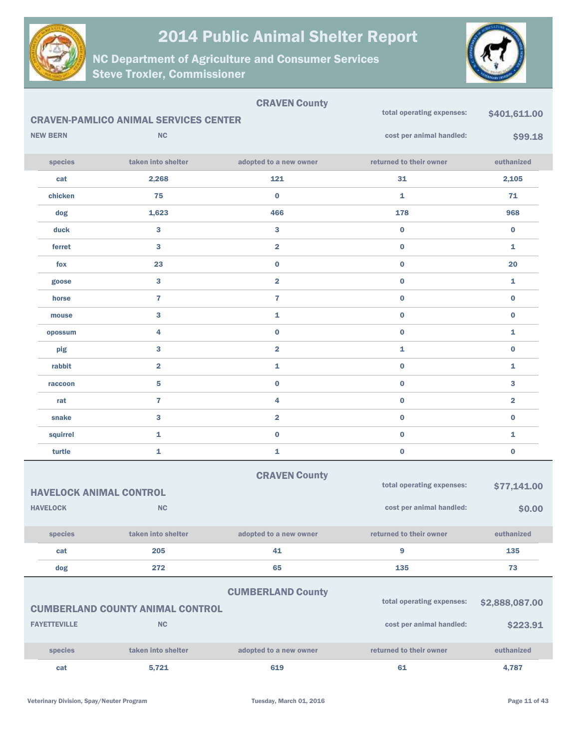# 2014 Public Animal Shelter Report

## NC Department of Agriculture and Consumer Services
## Steve Troxler, Commissioner

### CRAVEN County

**CRAVEN-PAMLICO ANIMAL SERVICES CENTER**

**NEW BERN** NC

total operating expenses: **$401,611.00**

cost per animal handled: **$99.18**

| species | taken into shelter | adopted to a new owner | returned to their owner | euthanized |
|---|---|---|---|---|
| cat | 2,268 | 121 | 31 | 2,105 |
| chicken | 75 | 0 | 1 | 71 |
| dog | 1,623 | 466 | 178 | 968 |
| duck | 3 | 3 | 0 | 0 |
| ferret | 3 | 2 | 0 | 1 |
| fox | 23 | 0 | 0 | 20 |
| goose | 3 | 2 | 0 | 1 |
| horse | 7 | 7 | 0 | 0 |
| mouse | 3 | 1 | 0 | 0 |
| opossum | 4 | 0 | 0 | 1 |
| pig | 3 | 2 | 1 | 0 |
| rabbit | 2 | 1 | 0 | 1 |
| raccoon | 5 | 0 | 0 | 3 |
| rat | 7 | 4 | 0 | 2 |
| snake | 3 | 2 | 0 | 0 |
| squirrel | 1 | 0 | 0 | 1 |
| turtle | 1 | 1 | 0 | 0 |

### CRAVEN County

**HAVELOCK ANIMAL CONTROL**

**HAVELOCK** NC

total operating expenses: **$77,141.00**

cost per animal handled: **$0.00**

| species | taken into shelter | adopted to a new owner | returned to their owner | euthanized |
|---|---|---|---|---|
| cat | 205 | 41 | 9 | 135 |
| dog | 272 | 65 | 135 | 73 |

### CUMBERLAND County

**CUMBERLAND COUNTY ANIMAL CONTROL**

**FAYETTEVILLE** NC

total operating expenses: **$2,888,087.00**

cost per animal handled: **$223.91**

| species | taken into shelter | adopted to a new owner | returned to their owner | euthanized |
|---|---|---|---|---|
| cat | 5,721 | 619 | 61 | 4,787 |

Veterinary Division, Spay/Neuter Program Tuesday, March 01, 2016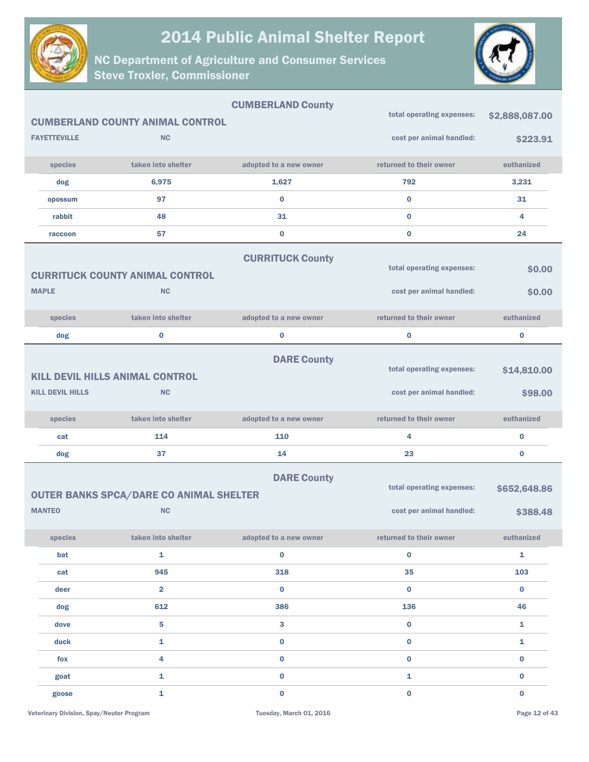# 2014 Public Animal Shelter Report

## NC Department of Agriculture and Consumer Services
## Steve Troxler, Commissioner

### CUMBERLAND County

**CUMBERLAND COUNTY ANIMAL CONTROL**

FAYETTEVILLE NC

total operating expenses: $2,888,087.00

cost per animal handled: $223.91

| species | taken into shelter | adopted to a new owner | returned to their owner | euthanized |
|---|---|---|---|---|
| dog | 6,975 | 1,627 | 792 | 3,231 |
| opossum | 97 | 0 | 0 | 31 |
| rabbit | 48 | 31 | 0 | 4 |
| raccoon | 57 | 0 | 0 | 24 |

### CURRITUCK County

**CURRITUCK COUNTY ANIMAL CONTROL**

MAPLE NC

total operating expenses: $0.00

cost per animal handled: $0.00

| species | taken into shelter | adopted to a new owner | returned to their owner | euthanized |
|---|---|---|---|---|
| dog | 0 | 0 | 0 | 0 |

### DARE County

**KILL DEVIL HILLS ANIMAL CONTROL**

KILL DEVIL HILLS NC

total operating expenses: $14,810.00

cost per animal handled: $98.00

| species | taken into shelter | adopted to a new owner | returned to their owner | euthanized |
|---|---|---|---|---|
| cat | 114 | 110 | 4 | 0 |
| dog | 37 | 14 | 23 | 0 |

### DARE County

**OUTER BANKS SPCA/DARE CO ANIMAL SHELTER**

MANTEO NC

total operating expenses: $652,648.86

cost per animal handled: $388.48

| species | taken into shelter | adopted to a new owner | returned to their owner | euthanized |
|---|---|---|---|---|
| bat | 1 | 0 | 0 | 1 |
| cat | 945 | 318 | 35 | 103 |
| deer | 2 | 0 | 0 | 0 |
| dog | 612 | 386 | 136 | 46 |
| dove | 5 | 3 | 0 | 1 |
| duck | 1 | 0 | 0 | 1 |
| fox | 4 | 0 | 0 | 0 |
| goat | 1 | 0 | 1 | 0 |
| goose | 1 | 0 | 0 | 0 |

Veterinary Division, Spay/Neuter Program — Tuesday, March 01, 2016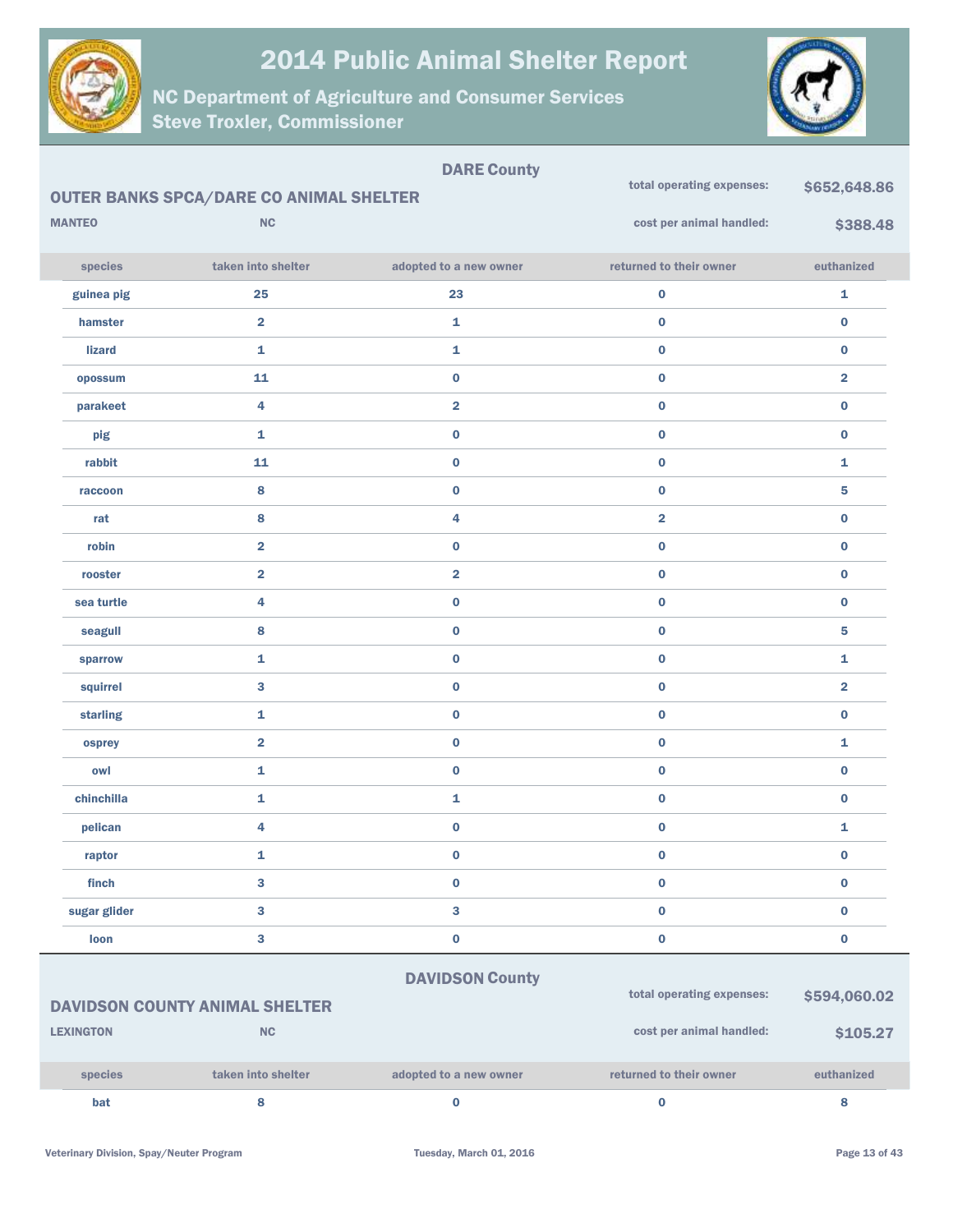# 2014 Public Animal Shelter Report

## NC Department of Agriculture and Consumer Services
## Steve Troxler, Commissioner

### DARE County

**OUTER BANKS SPCA/DARE CO ANIMAL SHELTER**

**MANTEO** **NC**

total operating expenses: **$652,648.86**

cost per animal handled: **$388.48**

| species | taken into shelter | adopted to a new owner | returned to their owner | euthanized |
|---|---|---|---|---|
| guinea pig | 25 | 23 | 0 | 1 |
| hamster | 2 | 1 | 0 | 0 |
| lizard | 1 | 1 | 0 | 0 |
| opossum | 11 | 0 | 0 | 2 |
| parakeet | 4 | 2 | 0 | 0 |
| pig | 1 | 0 | 0 | 0 |
| rabbit | 11 | 0 | 0 | 1 |
| raccoon | 8 | 0 | 0 | 5 |
| rat | 8 | 4 | 2 | 0 |
| robin | 2 | 0 | 0 | 0 |
| rooster | 2 | 2 | 0 | 0 |
| sea turtle | 4 | 0 | 0 | 0 |
| seagull | 8 | 0 | 0 | 5 |
| sparrow | 1 | 0 | 0 | 1 |
| squirrel | 3 | 0 | 0 | 2 |
| starling | 1 | 0 | 0 | 0 |
| osprey | 2 | 0 | 0 | 1 |
| owl | 1 | 0 | 0 | 0 |
| chinchilla | 1 | 1 | 0 | 0 |
| pelican | 4 | 0 | 0 | 1 |
| raptor | 1 | 0 | 0 | 0 |
| finch | 3 | 0 | 0 | 0 |
| sugar glider | 3 | 3 | 0 | 0 |
| loon | 3 | 0 | 0 | 0 |

### DAVIDSON County

**DAVIDSON COUNTY ANIMAL SHELTER**

**LEXINGTON** **NC**

total operating expenses: **$594,060.02**

cost per animal handled: **$105.27**

| species | taken into shelter | adopted to a new owner | returned to their owner | euthanized |
|---|---|---|---|---|
| bat | 8 | 0 | 0 | 8 |

Veterinary Division, Spay/Neuter Program — Tuesday, March 01, 2016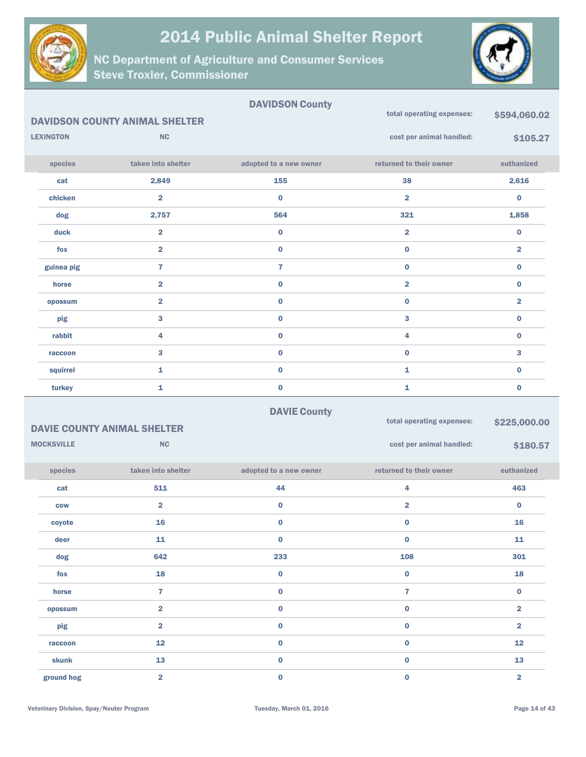# 2014 Public Animal Shelter Report

## NC Department of Agriculture and Consumer Services
## Steve Troxler, Commissioner

### DAVIDSON County

**DAVIDSON COUNTY ANIMAL SHELTER**

**LEXINGTON** **NC**

total operating expenses: **$594,060.02**

cost per animal handled: **$105.27**

| species | taken into shelter | adopted to a new owner | returned to their owner | euthanized |
|---|---|---|---|---|
| cat | 2,849 | 155 | 38 | 2,616 |
| chicken | 2 | 0 | 2 | 0 |
| dog | 2,757 | 564 | 321 | 1,858 |
| duck | 2 | 0 | 2 | 0 |
| fox | 2 | 0 | 0 | 2 |
| guinea pig | 7 | 7 | 0 | 0 |
| horse | 2 | 0 | 2 | 0 |
| opossum | 2 | 0 | 0 | 2 |
| pig | 3 | 0 | 3 | 0 |
| rabbit | 4 | 0 | 4 | 0 |
| raccoon | 3 | 0 | 0 | 3 |
| squirrel | 1 | 0 | 1 | 0 |
| turkey | 1 | 0 | 1 | 0 |

### DAVIE County

**DAVIE COUNTY ANIMAL SHELTER**

**MOCKSVILLE** **NC**

total operating expenses: **$225,000.00**

cost per animal handled: **$180.57**

| species | taken into shelter | adopted to a new owner | returned to their owner | euthanized |
|---|---|---|---|---|
| cat | 511 | 44 | 4 | 463 |
| cow | 2 | 0 | 2 | 0 |
| coyote | 16 | 0 | 0 | 16 |
| deer | 11 | 0 | 0 | 11 |
| dog | 642 | 233 | 108 | 301 |
| fox | 18 | 0 | 0 | 18 |
| horse | 7 | 0 | 7 | 0 |
| opossum | 2 | 0 | 0 | 2 |
| pig | 2 | 0 | 0 | 2 |
| raccoon | 12 | 0 | 0 | 12 |
| skunk | 13 | 0 | 0 | 13 |
| ground hog | 2 | 0 | 0 | 2 |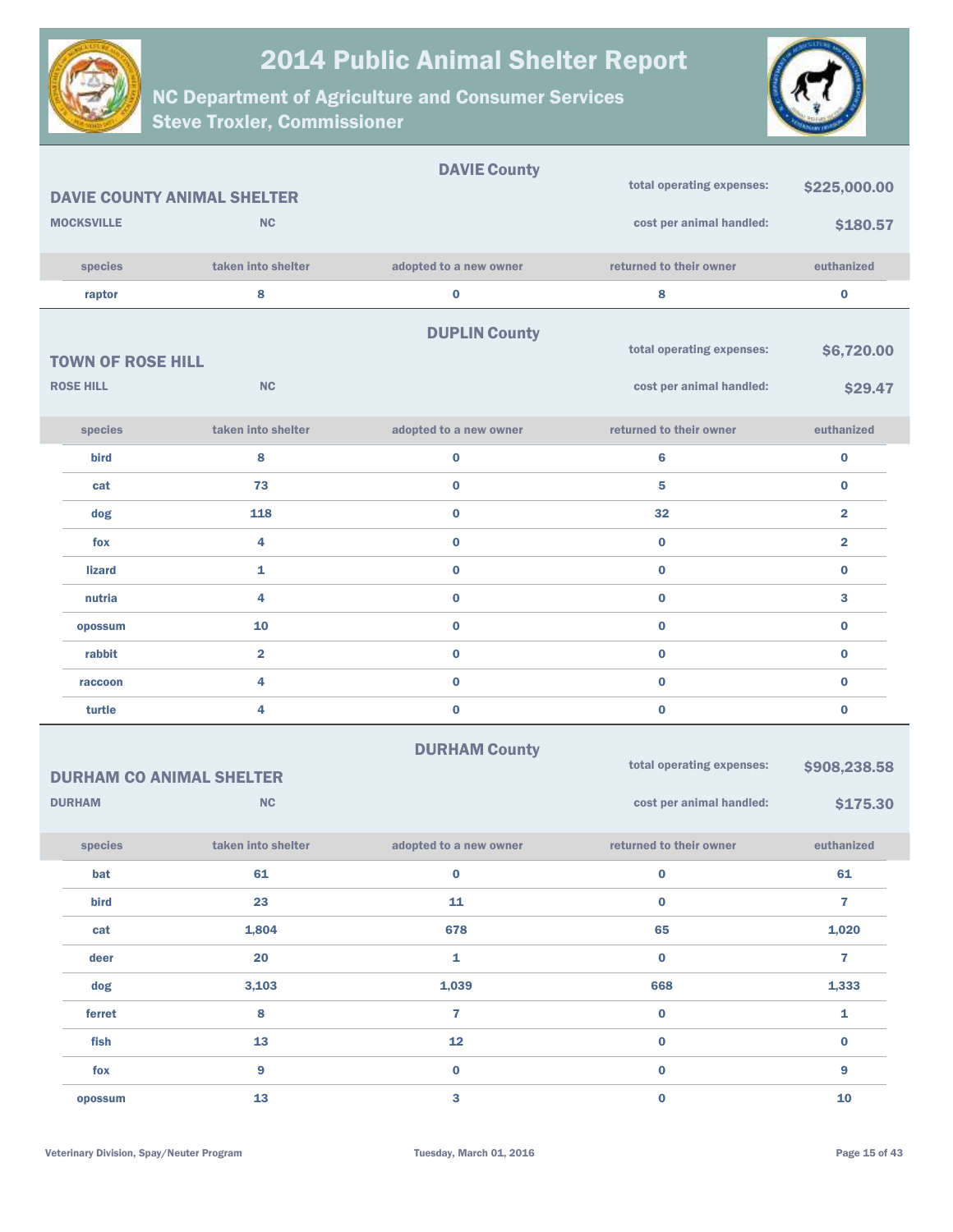# 2014 Public Animal Shelter Report

## NC Department of Agriculture and Consumer Services
## Steve Troxler, Commissioner

### DAVIE County

**DAVIE COUNTY ANIMAL SHELTER**

**MOCKSVILLE** **NC**

total operating expenses: **$225,000.00**

cost per animal handled: **$180.57**

| species | taken into shelter | adopted to a new owner | returned to their owner | euthanized |
|---|---|---|---|---|
| raptor | 8 | 0 | 8 | 0 |

### DUPLIN County

**TOWN OF ROSE HILL**

**ROSE HILL** **NC**

total operating expenses: **$6,720.00**

cost per animal handled: **$29.47**

| species | taken into shelter | adopted to a new owner | returned to their owner | euthanized |
|---|---|---|---|---|
| bird | 8 | 0 | 6 | 0 |
| cat | 73 | 0 | 5 | 0 |
| dog | 118 | 0 | 32 | 2 |
| fox | 4 | 0 | 0 | 2 |
| lizard | 1 | 0 | 0 | 0 |
| nutria | 4 | 0 | 0 | 3 |
| opossum | 10 | 0 | 0 | 0 |
| rabbit | 2 | 0 | 0 | 0 |
| raccoon | 4 | 0 | 0 | 0 |
| turtle | 4 | 0 | 0 | 0 |

### DURHAM County

**DURHAM CO ANIMAL SHELTER**

**DURHAM** **NC**

total operating expenses: **$908,238.58**

cost per animal handled: **$175.30**

| species | taken into shelter | adopted to a new owner | returned to their owner | euthanized |
|---|---|---|---|---|
| bat | 61 | 0 | 0 | 61 |
| bird | 23 | 11 | 0 | 7 |
| cat | 1,804 | 678 | 65 | 1,020 |
| deer | 20 | 1 | 0 | 7 |
| dog | 3,103 | 1,039 | 668 | 1,333 |
| ferret | 8 | 7 | 0 | 1 |
| fish | 13 | 12 | 0 | 0 |
| fox | 9 | 0 | 0 | 9 |
| opossum | 13 | 3 | 0 | 10 |

Veterinary Division, Spay/Neuter Program

Tuesday, March 01, 2016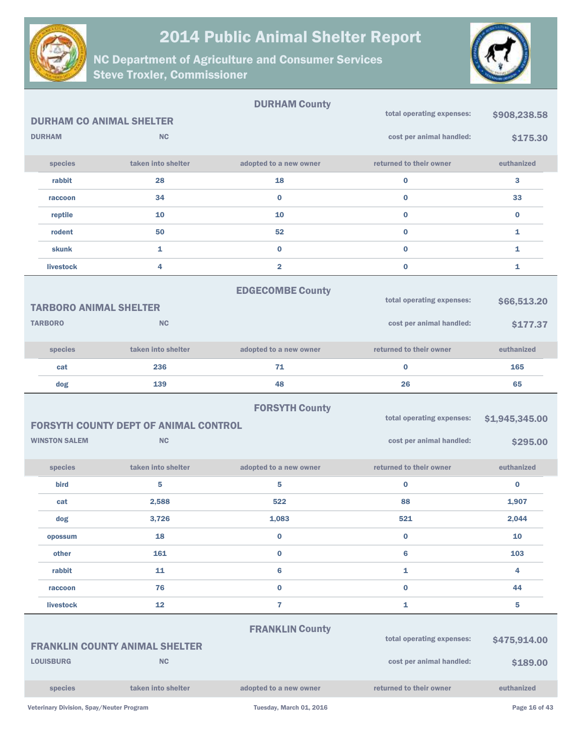## DURHAM County

### DURHAM CO ANIMAL SHELTER

DURHAM NC

total operating expenses: **$908,238.58**

cost per animal handled: **$175.30**

| species | taken into shelter | adopted to a new owner | returned to their owner | euthanized |
|---|---|---|---|---|
| rabbit | 28 | 18 | 0 | 3 |
| raccoon | 34 | 0 | 0 | 33 |
| reptile | 10 | 10 | 0 | 0 |
| rodent | 50 | 52 | 0 | 1 |
| skunk | 1 | 0 | 0 | 1 |
| livestock | 4 | 2 | 0 | 1 |

## EDGECOMBE County

### TARBORO ANIMAL SHELTER

TARBORO NC

total operating expenses: **$66,513.20**

cost per animal handled: **$177.37**

| species | taken into shelter | adopted to a new owner | returned to their owner | euthanized |
|---|---|---|---|---|
| cat | 236 | 71 | 0 | 165 |
| dog | 139 | 48 | 26 | 65 |

## FORSYTH County

### FORSYTH COUNTY DEPT OF ANIMAL CONTROL

WINSTON SALEM NC

total operating expenses: **$1,945,345.00**

cost per animal handled: **$295.00**

| species | taken into shelter | adopted to a new owner | returned to their owner | euthanized |
|---|---|---|---|---|
| bird | 5 | 5 | 0 | 0 |
| cat | 2,588 | 522 | 88 | 1,907 |
| dog | 3,726 | 1,083 | 521 | 2,044 |
| opossum | 18 | 0 | 0 | 10 |
| other | 161 | 0 | 6 | 103 |
| rabbit | 11 | 6 | 1 | 4 |
| raccoon | 76 | 0 | 0 | 44 |
| livestock | 12 | 7 | 1 | 5 |

## FRANKLIN County

### FRANKLIN COUNTY ANIMAL SHELTER

LOUISBURG NC

total operating expenses: **$475,914.00**

cost per animal handled: **$189.00**

| species | taken into shelter | adopted to a new owner | returned to their owner | euthanized |
|---|---|---|---|---|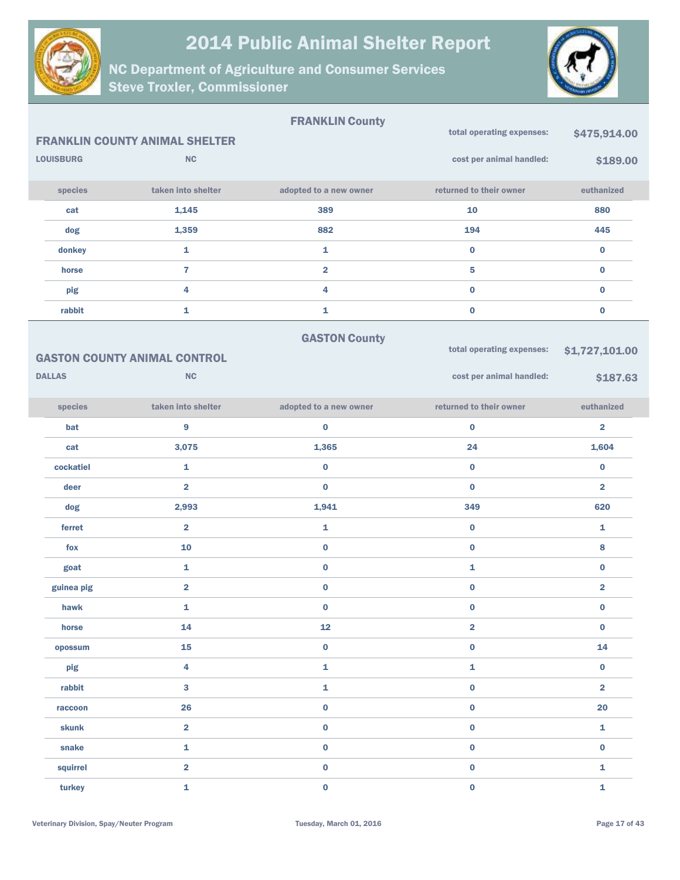# 2014 Public Animal Shelter Report

## NC Department of Agriculture and Consumer Services
## Steve Troxler, Commissioner

### FRANKLIN County

**FRANKLIN COUNTY ANIMAL SHELTER**

LOUISBURG NC

total operating expenses: **$475,914.00**

cost per animal handled: **$189.00**

| species | taken into shelter | adopted to a new owner | returned to their owner | euthanized |
|---|---|---|---|---|
| cat | 1,145 | 389 | 10 | 880 |
| dog | 1,359 | 882 | 194 | 445 |
| donkey | 1 | 1 | 0 | 0 |
| horse | 7 | 2 | 5 | 0 |
| pig | 4 | 4 | 0 | 0 |
| rabbit | 1 | 1 | 0 | 0 |

### GASTON County

**GASTON COUNTY ANIMAL CONTROL**

DALLAS NC

total operating expenses: **$1,727,101.00**

cost per animal handled: **$187.63**

| species | taken into shelter | adopted to a new owner | returned to their owner | euthanized |
|---|---|---|---|---|
| bat | 9 | 0 | 0 | 2 |
| cat | 3,075 | 1,365 | 24 | 1,604 |
| cockatiel | 1 | 0 | 0 | 0 |
| deer | 2 | 0 | 0 | 2 |
| dog | 2,993 | 1,941 | 349 | 620 |
| ferret | 2 | 1 | 0 | 1 |
| fox | 10 | 0 | 0 | 8 |
| goat | 1 | 0 | 1 | 0 |
| guinea pig | 2 | 0 | 0 | 2 |
| hawk | 1 | 0 | 0 | 0 |
| horse | 14 | 12 | 2 | 0 |
| opossum | 15 | 0 | 0 | 14 |
| pig | 4 | 1 | 1 | 0 |
| rabbit | 3 | 1 | 0 | 2 |
| raccoon | 26 | 0 | 0 | 20 |
| skunk | 2 | 0 | 0 | 1 |
| snake | 1 | 0 | 0 | 0 |
| squirrel | 2 | 0 | 0 | 1 |
| turkey | 1 | 0 | 0 | 1 |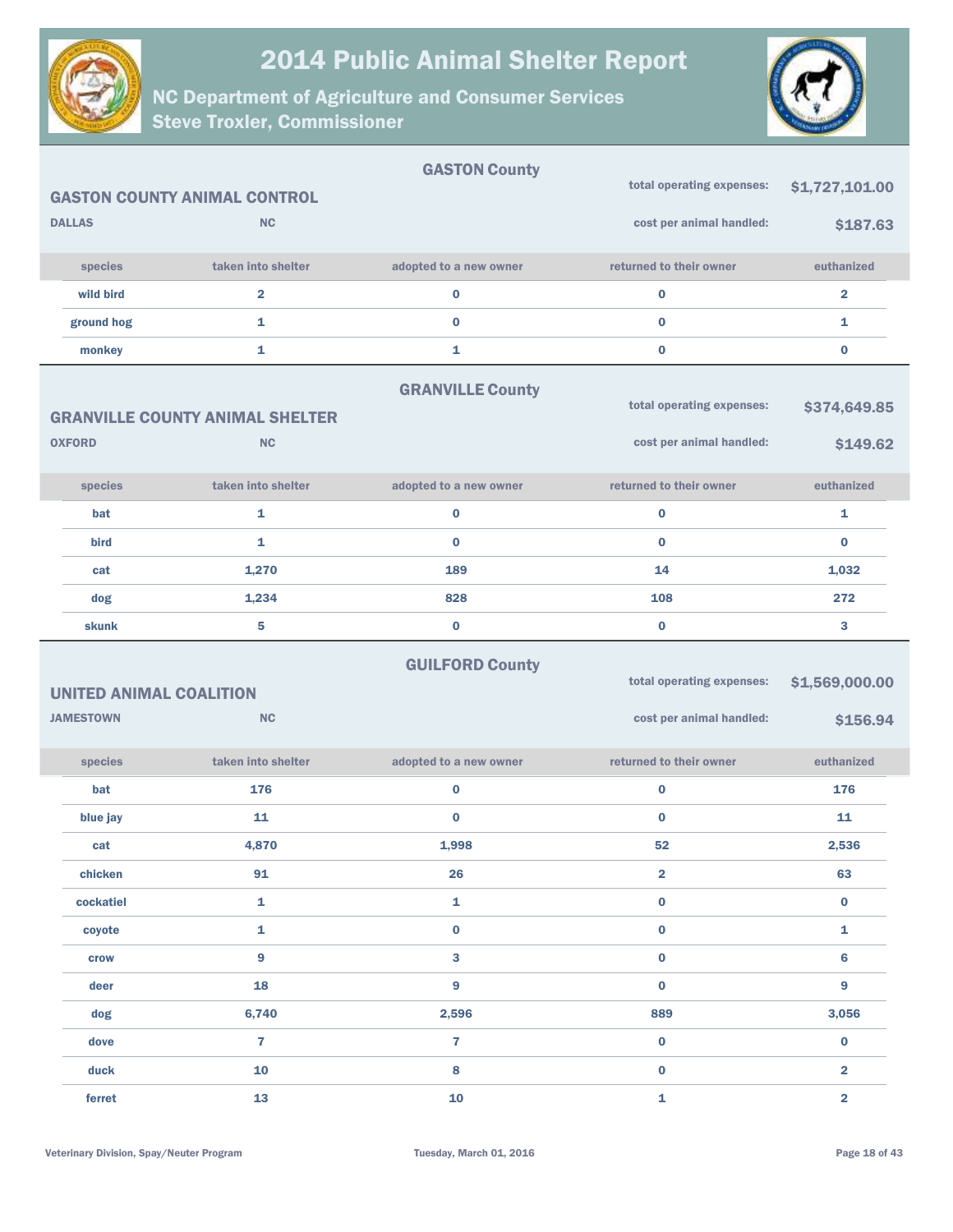# 2014 Public Animal Shelter Report

## NC Department of Agriculture and Consumer Services
## Steve Troxler, Commissioner

### GASTON County

**GASTON COUNTY ANIMAL CONTROL**

**DALLAS** **NC**

total operating expenses: **$1,727,101.00**

cost per animal handled: **$187.63**

| species | taken into shelter | adopted to a new owner | returned to their owner | euthanized |
|---|---|---|---|---|
| wild bird | 2 | 0 | 0 | 2 |
| ground hog | 1 | 0 | 0 | 1 |
| monkey | 1 | 1 | 0 | 0 |

### GRANVILLE County

**GRANVILLE COUNTY ANIMAL SHELTER**

**OXFORD** **NC**

total operating expenses: **$374,649.85**

cost per animal handled: **$149.62**

| species | taken into shelter | adopted to a new owner | returned to their owner | euthanized |
|---|---|---|---|---|
| bat | 1 | 0 | 0 | 1 |
| bird | 1 | 0 | 0 | 0 |
| cat | 1,270 | 189 | 14 | 1,032 |
| dog | 1,234 | 828 | 108 | 272 |
| skunk | 5 | 0 | 0 | 3 |

### GUILFORD County

**UNITED ANIMAL COALITION**

**JAMESTOWN** **NC**

total operating expenses: **$1,569,000.00**

cost per animal handled: **$156.94**

| species | taken into shelter | adopted to a new owner | returned to their owner | euthanized |
|---|---|---|---|---|
| bat | 176 | 0 | 0 | 176 |
| blue jay | 11 | 0 | 0 | 11 |
| cat | 4,870 | 1,998 | 52 | 2,536 |
| chicken | 91 | 26 | 2 | 63 |
| cockatiel | 1 | 1 | 0 | 0 |
| coyote | 1 | 0 | 0 | 1 |
| crow | 9 | 3 | 0 | 6 |
| deer | 18 | 9 | 0 | 9 |
| dog | 6,740 | 2,596 | 889 | 3,056 |
| dove | 7 | 7 | 0 | 0 |
| duck | 10 | 8 | 0 | 2 |
| ferret | 13 | 10 | 1 | 2 |

Veterinary Division, Spay/Neuter Program

Tuesday, March 01, 2016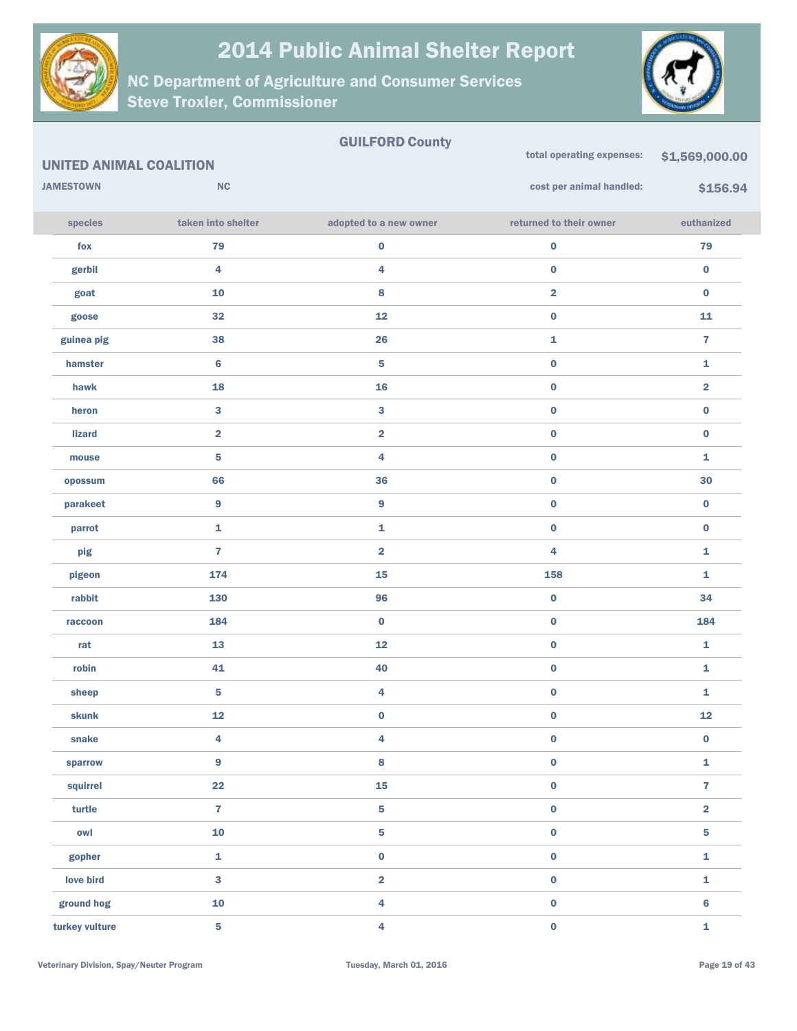# 2014 Public Animal Shelter Report

## NC Department of Agriculture and Consumer Services
## Steve Troxler, Commissioner

**GUILFORD County**

**UNITED ANIMAL COALITION**

**JAMESTOWN** **NC**

**total operating expenses:** **$1,569,000.00**

**cost per animal handled:** **$156.94**

| species | taken into shelter | adopted to a new owner | returned to their owner | euthanized |
|---|---|---|---|---|
| fox | 79 | 0 | 0 | 79 |
| gerbil | 4 | 4 | 0 | 0 |
| goat | 10 | 8 | 2 | 0 |
| goose | 32 | 12 | 0 | 11 |
| guinea pig | 38 | 26 | 1 | 7 |
| hamster | 6 | 5 | 0 | 1 |
| hawk | 18 | 16 | 0 | 2 |
| heron | 3 | 3 | 0 | 0 |
| lizard | 2 | 2 | 0 | 0 |
| mouse | 5 | 4 | 0 | 1 |
| opossum | 66 | 36 | 0 | 30 |
| parakeet | 9 | 9 | 0 | 0 |
| parrot | 1 | 1 | 0 | 0 |
| pig | 7 | 2 | 4 | 1 |
| pigeon | 174 | 15 | 158 | 1 |
| rabbit | 130 | 96 | 0 | 34 |
| raccoon | 184 | 0 | 0 | 184 |
| rat | 13 | 12 | 0 | 1 |
| robin | 41 | 40 | 0 | 1 |
| sheep | 5 | 4 | 0 | 1 |
| skunk | 12 | 0 | 0 | 12 |
| snake | 4 | 4 | 0 | 0 |
| sparrow | 9 | 8 | 0 | 1 |
| squirrel | 22 | 15 | 0 | 7 |
| turtle | 7 | 5 | 0 | 2 |
| owl | 10 | 5 | 0 | 5 |
| gopher | 1 | 0 | 0 | 1 |
| love bird | 3 | 2 | 0 | 1 |
| ground hog | 10 | 4 | 0 | 6 |
| turkey vulture | 5 | 4 | 0 | 1 |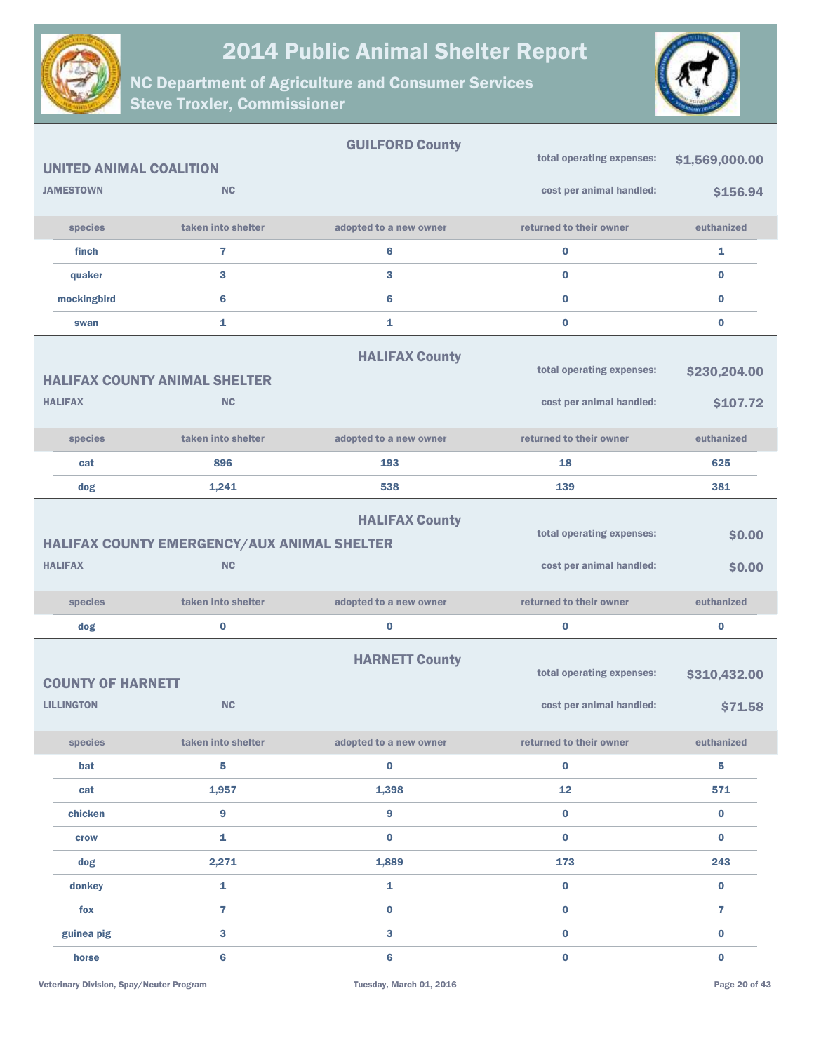## GUILFORD County

### UNITED ANIMAL COALITION

**JAMESTOWN** **NC**

total operating expenses: **$1,569,000.00**

cost per animal handled: **$156.94**

| species | taken into shelter | adopted to a new owner | returned to their owner | euthanized |
|---|---|---|---|---|
| finch | 7 | 6 | 0 | 1 |
| quaker | 3 | 3 | 0 | 0 |
| mockingbird | 6 | 6 | 0 | 0 |
| swan | 1 | 1 | 0 | 0 |

## HALIFAX County

### HALIFAX COUNTY ANIMAL SHELTER

**HALIFAX** **NC**

total operating expenses: **$230,204.00**

cost per animal handled: **$107.72**

| species | taken into shelter | adopted to a new owner | returned to their owner | euthanized |
|---|---|---|---|---|
| cat | 896 | 193 | 18 | 625 |
| dog | 1,241 | 538 | 139 | 381 |

## HALIFAX County

### HALIFAX COUNTY EMERGENCY/AUX ANIMAL SHELTER

**HALIFAX** **NC**

total operating expenses: **$0.00**

cost per animal handled: **$0.00**

| species | taken into shelter | adopted to a new owner | returned to their owner | euthanized |
|---|---|---|---|---|
| dog | 0 | 0 | 0 | 0 |

## HARNETT County

### COUNTY OF HARNETT

**LILLINGTON** **NC**

total operating expenses: **$310,432.00**

cost per animal handled: **$71.58**

| species | taken into shelter | adopted to a new owner | returned to their owner | euthanized |
|---|---|---|---|---|
| bat | 5 | 0 | 0 | 5 |
| cat | 1,957 | 1,398 | 12 | 571 |
| chicken | 9 | 9 | 0 | 0 |
| crow | 1 | 0 | 0 | 0 |
| dog | 2,271 | 1,889 | 173 | 243 |
| donkey | 1 | 1 | 0 | 0 |
| fox | 7 | 0 | 0 | 7 |
| guinea pig | 3 | 3 | 0 | 0 |
| horse | 6 | 6 | 0 | 0 |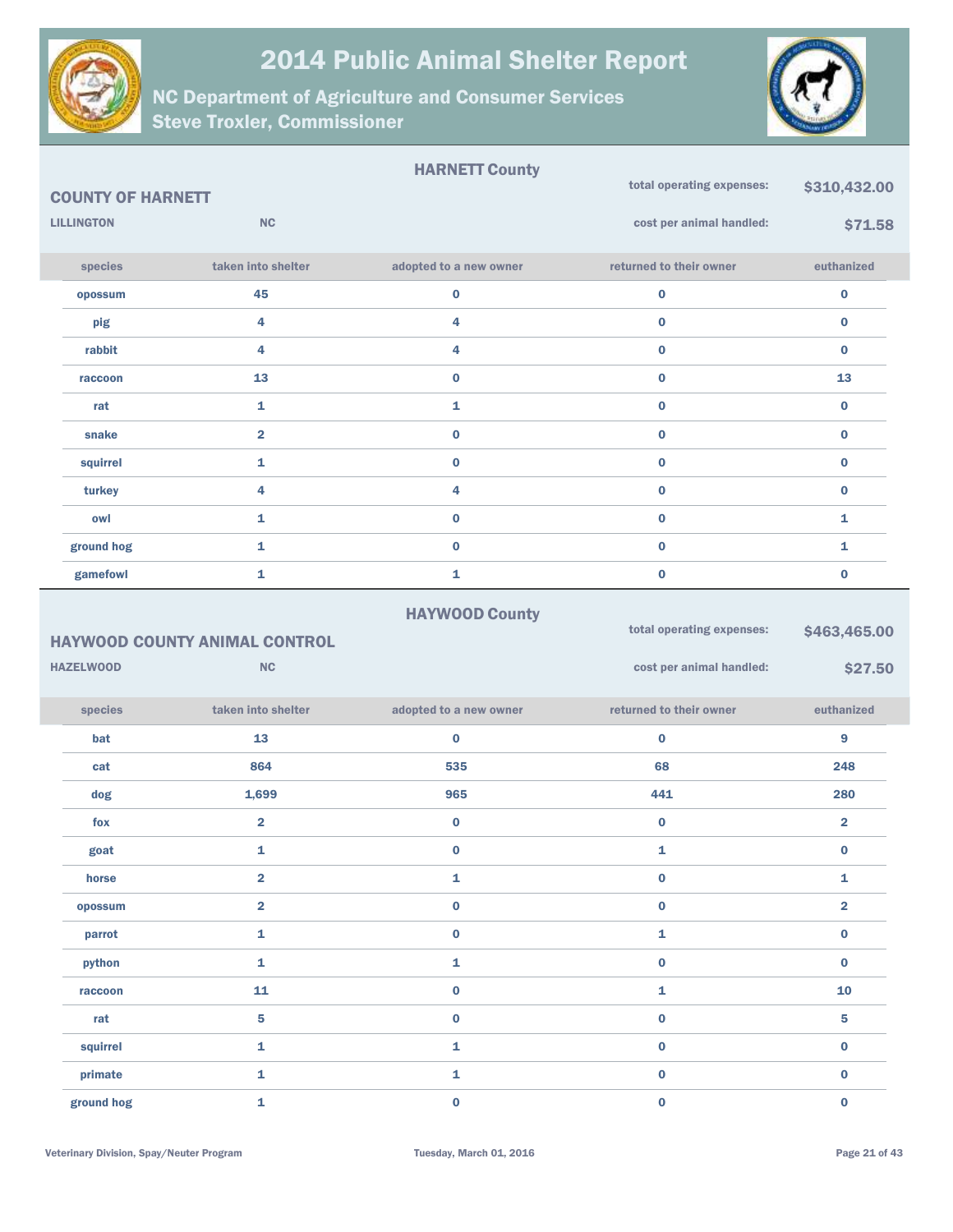# 2014 Public Animal Shelter Report

## NC Department of Agriculture and Consumer Services
## Steve Troxler, Commissioner

### HARNETT County

**COUNTY OF HARNETT**

**LILLINGTON** **NC**

total operating expenses: **$310,432.00**

cost per animal handled: **$71.58**

| species | taken into shelter | adopted to a new owner | returned to their owner | euthanized |
|---|---|---|---|---|
| opossum | 45 | 0 | 0 | 0 |
| pig | 4 | 4 | 0 | 0 |
| rabbit | 4 | 4 | 0 | 0 |
| raccoon | 13 | 0 | 0 | 13 |
| rat | 1 | 1 | 0 | 0 |
| snake | 2 | 0 | 0 | 0 |
| squirrel | 1 | 0 | 0 | 0 |
| turkey | 4 | 4 | 0 | 0 |
| owl | 1 | 0 | 0 | 1 |
| ground hog | 1 | 0 | 0 | 1 |
| gamefowl | 1 | 1 | 0 | 0 |

### HAYWOOD County

**HAYWOOD COUNTY ANIMAL CONTROL**

**HAZELWOOD** **NC**

total operating expenses: **$463,465.00**

cost per animal handled: **$27.50**

| species | taken into shelter | adopted to a new owner | returned to their owner | euthanized |
|---|---|---|---|---|
| bat | 13 | 0 | 0 | 9 |
| cat | 864 | 535 | 68 | 248 |
| dog | 1,699 | 965 | 441 | 280 |
| fox | 2 | 0 | 0 | 2 |
| goat | 1 | 0 | 1 | 0 |
| horse | 2 | 1 | 0 | 1 |
| opossum | 2 | 0 | 0 | 2 |
| parrot | 1 | 0 | 1 | 0 |
| python | 1 | 1 | 0 | 0 |
| raccoon | 11 | 0 | 1 | 10 |
| rat | 5 | 0 | 0 | 5 |
| squirrel | 1 | 1 | 0 | 0 |
| primate | 1 | 1 | 0 | 0 |
| ground hog | 1 | 0 | 0 | 0 |

Veterinary Division, Spay/Neuter Program — Tuesday, March 01, 2016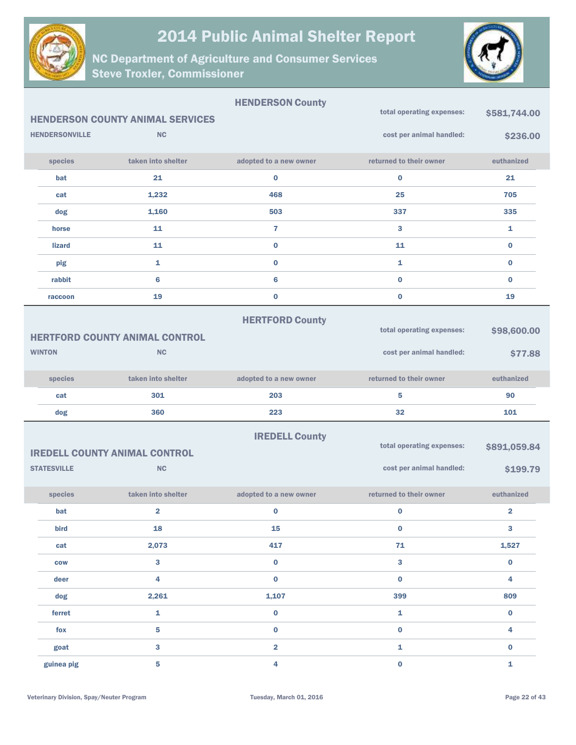# 2014 Public Animal Shelter Report

## NC Department of Agriculture and Consumer Services
## Steve Troxler, Commissioner

### HENDERSON County

**HENDERSON COUNTY ANIMAL SERVICES**

**HENDERSONVILLE** NC

total operating expenses: **$581,744.00**

cost per animal handled: **$236.00**

| species | taken into shelter | adopted to a new owner | returned to their owner | euthanized |
|---|---|---|---|---|
| bat | 21 | 0 | 0 | 21 |
| cat | 1,232 | 468 | 25 | 705 |
| dog | 1,160 | 503 | 337 | 335 |
| horse | 11 | 7 | 3 | 1 |
| lizard | 11 | 0 | 11 | 0 |
| pig | 1 | 0 | 1 | 0 |
| rabbit | 6 | 6 | 0 | 0 |
| raccoon | 19 | 0 | 0 | 19 |

### HERTFORD County

**HERTFORD COUNTY ANIMAL CONTROL**

**WINTON** NC

total operating expenses: **$98,600.00**

cost per animal handled: **$77.88**

| species | taken into shelter | adopted to a new owner | returned to their owner | euthanized |
|---|---|---|---|---|
| cat | 301 | 203 | 5 | 90 |
| dog | 360 | 223 | 32 | 101 |

### IREDELL County

**IREDELL COUNTY ANIMAL CONTROL**

**STATESVILLE** NC

total operating expenses: **$891,059.84**

cost per animal handled: **$199.79**

| species | taken into shelter | adopted to a new owner | returned to their owner | euthanized |
|---|---|---|---|---|
| bat | 2 | 0 | 0 | 2 |
| bird | 18 | 15 | 0 | 3 |
| cat | 2,073 | 417 | 71 | 1,527 |
| cow | 3 | 0 | 3 | 0 |
| deer | 4 | 0 | 0 | 4 |
| dog | 2,261 | 1,107 | 399 | 809 |
| ferret | 1 | 0 | 1 | 0 |
| fox | 5 | 0 | 0 | 4 |
| goat | 3 | 2 | 1 | 0 |
| guinea pig | 5 | 4 | 0 | 1 |

Veterinary Division, Spay/Neuter Program    Tuesday, March 01, 2016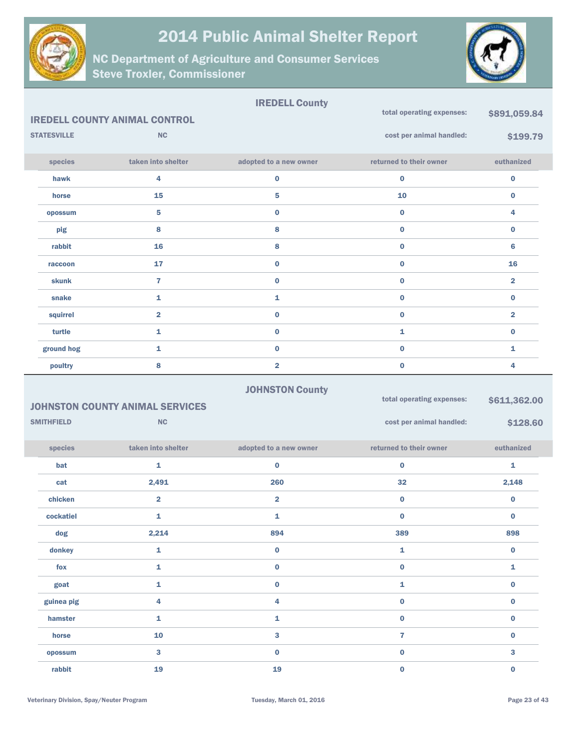# 2014 Public Animal Shelter Report

## NC Department of Agriculture and Consumer Services
## Steve Troxler, Commissioner

### IREDELL County

**IREDELL COUNTY ANIMAL CONTROL**

**STATESVILLE** **NC**

total operating expenses: **$891,059.84**

cost per animal handled: **$199.79**

| species | taken into shelter | adopted to a new owner | returned to their owner | euthanized |
|---|---|---|---|---|
| hawk | 4 | 0 | 0 | 0 |
| horse | 15 | 5 | 10 | 0 |
| opossum | 5 | 0 | 0 | 4 |
| pig | 8 | 8 | 0 | 0 |
| rabbit | 16 | 8 | 0 | 6 |
| raccoon | 17 | 0 | 0 | 16 |
| skunk | 7 | 0 | 0 | 2 |
| snake | 1 | 1 | 0 | 0 |
| squirrel | 2 | 0 | 0 | 2 |
| turtle | 1 | 0 | 1 | 0 |
| ground hog | 1 | 0 | 0 | 1 |
| poultry | 8 | 2 | 0 | 4 |

### JOHNSTON County

**JOHNSTON COUNTY ANIMAL SERVICES**

**SMITHFIELD** **NC**

total operating expenses: **$611,362.00**

cost per animal handled: **$128.60**

| species | taken into shelter | adopted to a new owner | returned to their owner | euthanized |
|---|---|---|---|---|
| bat | 1 | 0 | 0 | 1 |
| cat | 2,491 | 260 | 32 | 2,148 |
| chicken | 2 | 2 | 0 | 0 |
| cockatiel | 1 | 1 | 0 | 0 |
| dog | 2,214 | 894 | 389 | 898 |
| donkey | 1 | 0 | 1 | 0 |
| fox | 1 | 0 | 0 | 1 |
| goat | 1 | 0 | 1 | 0 |
| guinea pig | 4 | 4 | 0 | 0 |
| hamster | 1 | 1 | 0 | 0 |
| horse | 10 | 3 | 7 | 0 |
| opossum | 3 | 0 | 0 | 3 |
| rabbit | 19 | 19 | 0 | 0 |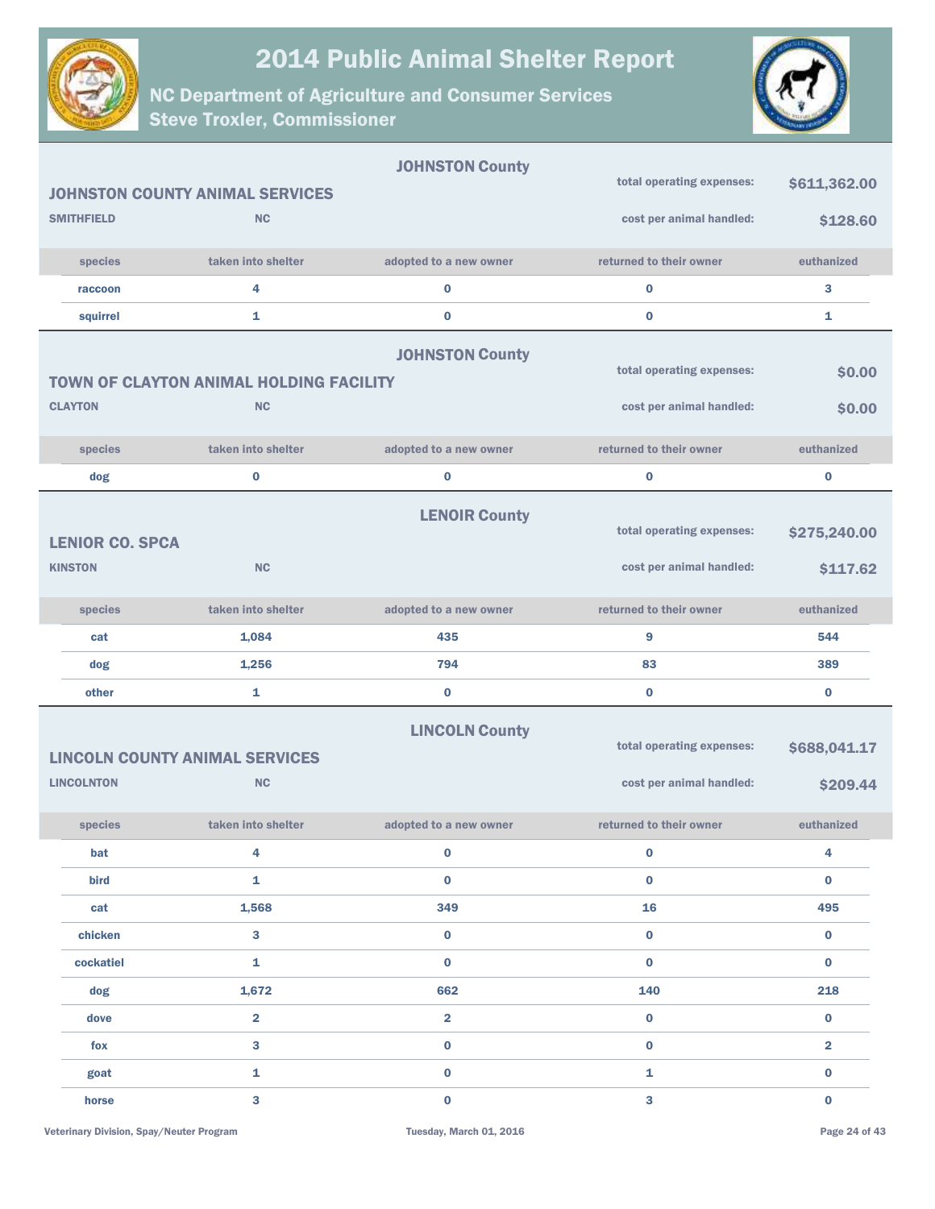# 2014 Public Animal Shelter Report

## NC Department of Agriculture and Consumer Services
## Steve Troxler, Commissioner

### JOHNSTON County

**JOHNSTON COUNTY ANIMAL SERVICES**
SMITHFIELD NC

total operating expenses: $611,362.00
cost per animal handled: $128.60

| species | taken into shelter | adopted to a new owner | returned to their owner | euthanized |
|---|---|---|---|---|
| raccoon | 4 | 0 | 0 | 3 |
| squirrel | 1 | 0 | 0 | 1 |

### JOHNSTON County

**TOWN OF CLAYTON ANIMAL HOLDING FACILITY**
CLAYTON NC

total operating expenses: $0.00
cost per animal handled: $0.00

| species | taken into shelter | adopted to a new owner | returned to their owner | euthanized |
|---|---|---|---|---|
| dog | 0 | 0 | 0 | 0 |

### LENOIR County

**LENIOR CO. SPCA**
KINSTON NC

total operating expenses: $275,240.00
cost per animal handled: $117.62

| species | taken into shelter | adopted to a new owner | returned to their owner | euthanized |
|---|---|---|---|---|
| cat | 1,084 | 435 | 9 | 544 |
| dog | 1,256 | 794 | 83 | 389 |
| other | 1 | 0 | 0 | 0 |

### LINCOLN County

**LINCOLN COUNTY ANIMAL SERVICES**
LINCOLNTON NC

total operating expenses: $688,041.17
cost per animal handled: $209.44

| species | taken into shelter | adopted to a new owner | returned to their owner | euthanized |
|---|---|---|---|---|
| bat | 4 | 0 | 0 | 4 |
| bird | 1 | 0 | 0 | 0 |
| cat | 1,568 | 349 | 16 | 495 |
| chicken | 3 | 0 | 0 | 0 |
| cockatiel | 1 | 0 | 0 | 0 |
| dog | 1,672 | 662 | 140 | 218 |
| dove | 2 | 2 | 0 | 0 |
| fox | 3 | 0 | 0 | 2 |
| goat | 1 | 0 | 1 | 0 |
| horse | 3 | 0 | 3 | 0 |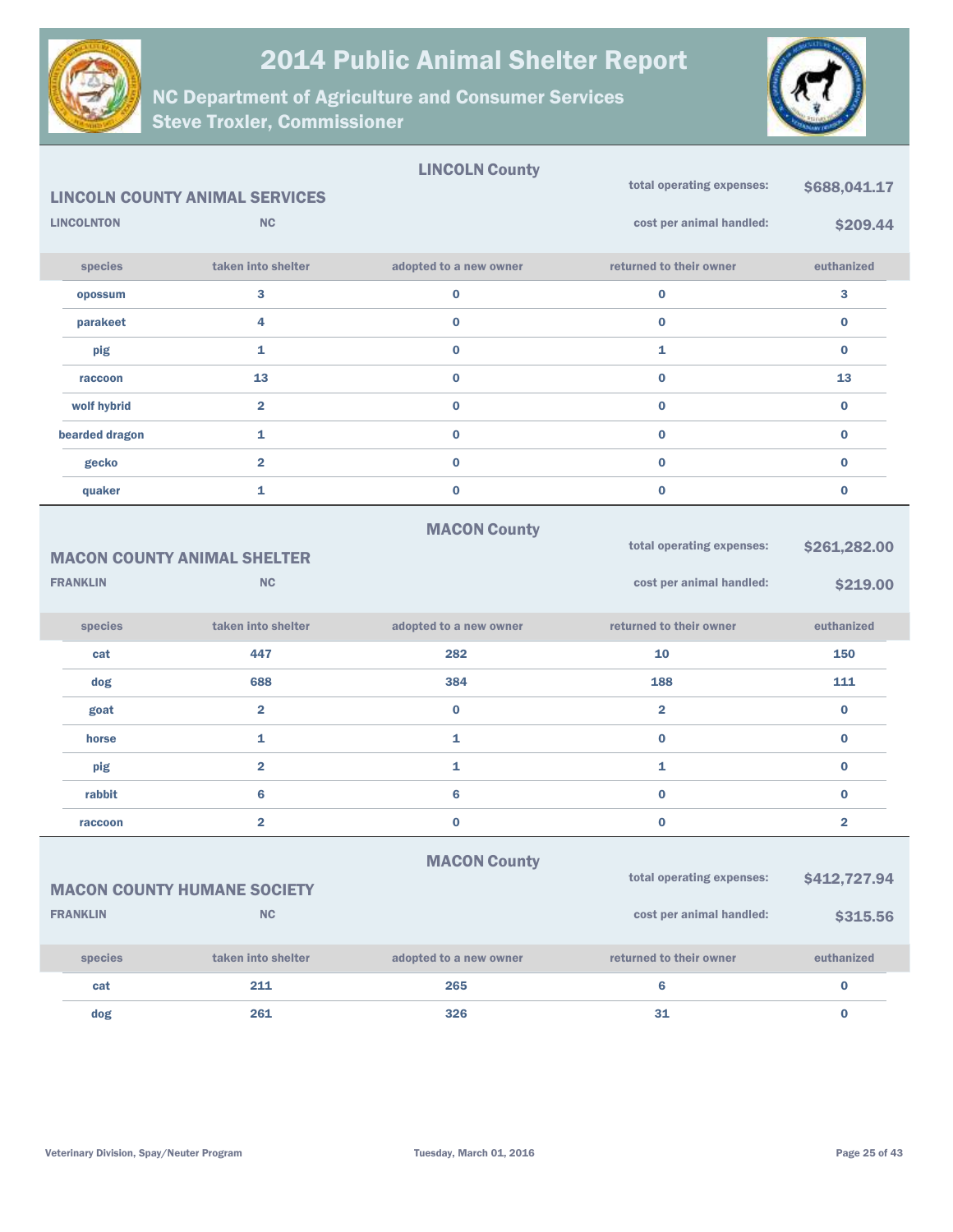# 2014 Public Animal Shelter Report

## NC Department of Agriculture and Consumer Services
## Steve Troxler, Commissioner

### LINCOLN County

**LINCOLN COUNTY ANIMAL SERVICES**

**LINCOLNTON** **NC**

total operating expenses: **$688,041.17**

cost per animal handled: **$209.44**

| species | taken into shelter | adopted to a new owner | returned to their owner | euthanized |
|---|---|---|---|---|
| opossum | 3 | 0 | 0 | 3 |
| parakeet | 4 | 0 | 0 | 0 |
| pig | 1 | 0 | 1 | 0 |
| raccoon | 13 | 0 | 0 | 13 |
| wolf hybrid | 2 | 0 | 0 | 0 |
| bearded dragon | 1 | 0 | 0 | 0 |
| gecko | 2 | 0 | 0 | 0 |
| quaker | 1 | 0 | 0 | 0 |

### MACON County

**MACON COUNTY ANIMAL SHELTER**

**FRANKLIN** **NC**

total operating expenses: **$261,282.00**

cost per animal handled: **$219.00**

| species | taken into shelter | adopted to a new owner | returned to their owner | euthanized |
|---|---|---|---|---|
| cat | 447 | 282 | 10 | 150 |
| dog | 688 | 384 | 188 | 111 |
| goat | 2 | 0 | 2 | 0 |
| horse | 1 | 1 | 0 | 0 |
| pig | 2 | 1 | 1 | 0 |
| rabbit | 6 | 6 | 0 | 0 |
| raccoon | 2 | 0 | 0 | 2 |

### MACON County

**MACON COUNTY HUMANE SOCIETY**

**FRANKLIN** **NC**

total operating expenses: **$412,727.94**

cost per animal handled: **$315.56**

| species | taken into shelter | adopted to a new owner | returned to their owner | euthanized |
|---|---|---|---|---|
| cat | 211 | 265 | 6 | 0 |
| dog | 261 | 326 | 31 | 0 |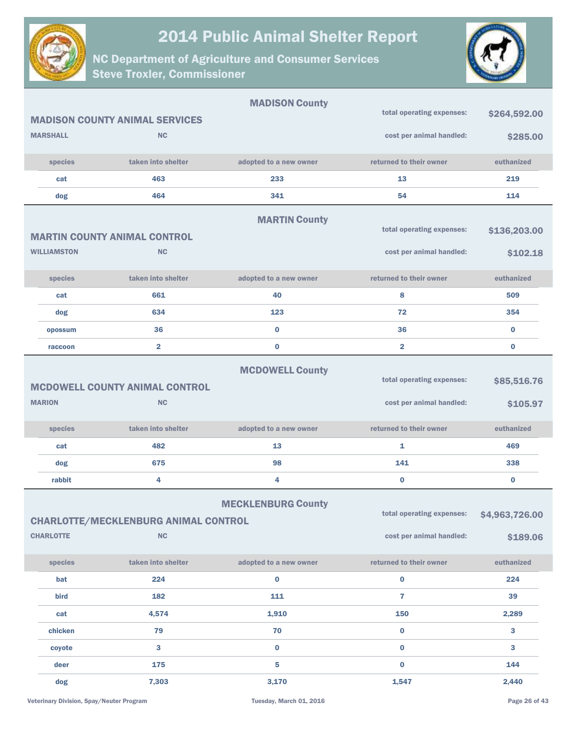## MADISON County

### MADISON COUNTY ANIMAL SERVICES

**MARSHALL** NC

total operating expenses: **$264,592.00**

cost per animal handled: **$285.00**

| species | taken into shelter | adopted to a new owner | returned to their owner | euthanized |
|---|---|---|---|---|
| cat | 463 | 233 | 13 | 219 |
| dog | 464 | 341 | 54 | 114 |

## MARTIN County

### MARTIN COUNTY ANIMAL CONTROL

**WILLIAMSTON** NC

total operating expenses: **$136,203.00**

cost per animal handled: **$102.18**

| species | taken into shelter | adopted to a new owner | returned to their owner | euthanized |
|---|---|---|---|---|
| cat | 661 | 40 | 8 | 509 |
| dog | 634 | 123 | 72 | 354 |
| opossum | 36 | 0 | 36 | 0 |
| raccoon | 2 | 0 | 2 | 0 |

## MCDOWELL County

### MCDOWELL COUNTY ANIMAL CONTROL

**MARION** NC

total operating expenses: **$85,516.76**

cost per animal handled: **$105.97**

| species | taken into shelter | adopted to a new owner | returned to their owner | euthanized |
|---|---|---|---|---|
| cat | 482 | 13 | 1 | 469 |
| dog | 675 | 98 | 141 | 338 |
| rabbit | 4 | 4 | 0 | 0 |

## MECKLENBURG County

### CHARLOTTE/MECKLENBURG ANIMAL CONTROL

**CHARLOTTE** NC

total operating expenses: **$4,963,726.00**

cost per animal handled: **$189.06**

| species | taken into shelter | adopted to a new owner | returned to their owner | euthanized |
|---|---|---|---|---|
| bat | 224 | 0 | 0 | 224 |
| bird | 182 | 111 | 7 | 39 |
| cat | 4,574 | 1,910 | 150 | 2,289 |
| chicken | 79 | 70 | 0 | 3 |
| coyote | 3 | 0 | 0 | 3 |
| deer | 175 | 5 | 0 | 144 |
| dog | 7,303 | 3,170 | 1,547 | 2,440 |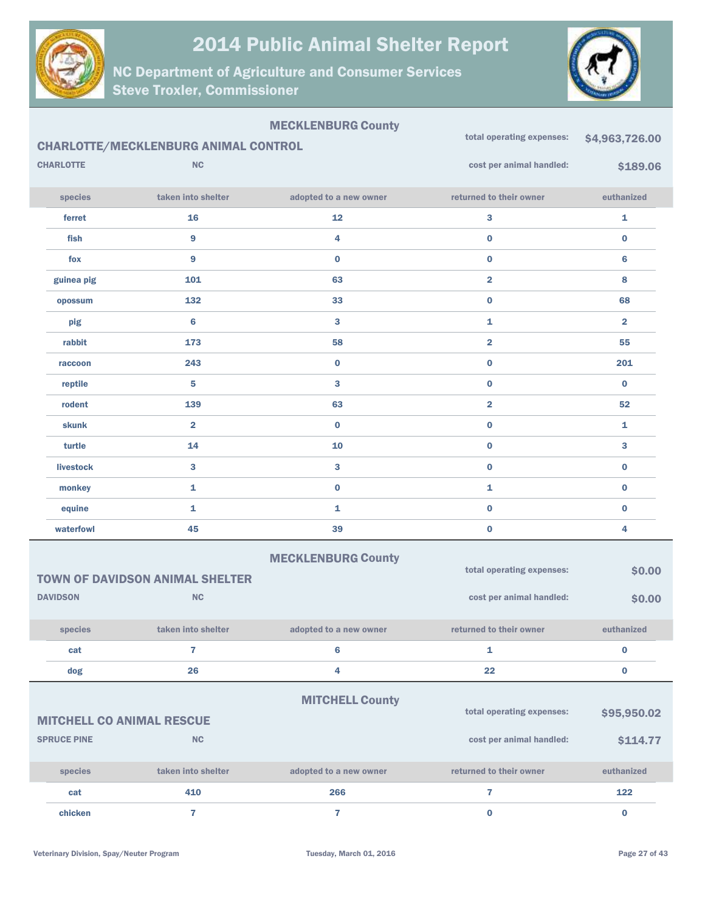# 2014 Public Animal Shelter Report

## NC Department of Agriculture and Consumer Services
## Steve Troxler, Commissioner

### MECKLENBURG County

**CHARLOTTE/MECKLENBURG ANIMAL CONTROL**

**CHARLOTTE** **NC**

total operating expenses: **$4,963,726.00**

cost per animal handled: **$189.06**

| species | taken into shelter | adopted to a new owner | returned to their owner | euthanized |
|---|---|---|---|---|
| ferret | 16 | 12 | 3 | 1 |
| fish | 9 | 4 | 0 | 0 |
| fox | 9 | 0 | 0 | 6 |
| guinea pig | 101 | 63 | 2 | 8 |
| opossum | 132 | 33 | 0 | 68 |
| pig | 6 | 3 | 1 | 2 |
| rabbit | 173 | 58 | 2 | 55 |
| raccoon | 243 | 0 | 0 | 201 |
| reptile | 5 | 3 | 0 | 0 |
| rodent | 139 | 63 | 2 | 52 |
| skunk | 2 | 0 | 0 | 1 |
| turtle | 14 | 10 | 0 | 3 |
| livestock | 3 | 3 | 0 | 0 |
| monkey | 1 | 0 | 1 | 0 |
| equine | 1 | 1 | 0 | 0 |
| waterfowl | 45 | 39 | 0 | 4 |

### MECKLENBURG County

**TOWN OF DAVIDSON ANIMAL SHELTER**

**DAVIDSON** **NC**

total operating expenses: **$0.00**

cost per animal handled: **$0.00**

| species | taken into shelter | adopted to a new owner | returned to their owner | euthanized |
|---|---|---|---|---|
| cat | 7 | 6 | 1 | 0 |
| dog | 26 | 4 | 22 | 0 |

### MITCHELL County

**MITCHELL CO ANIMAL RESCUE**

**SPRUCE PINE** **NC**

total operating expenses: **$95,950.02**

cost per animal handled: **$114.77**

| species | taken into shelter | adopted to a new owner | returned to their owner | euthanized |
|---|---|---|---|---|
| cat | 410 | 266 | 7 | 122 |
| chicken | 7 | 7 | 0 | 0 |

Veterinary Division, Spay/Neuter Program    Tuesday, March 01, 2016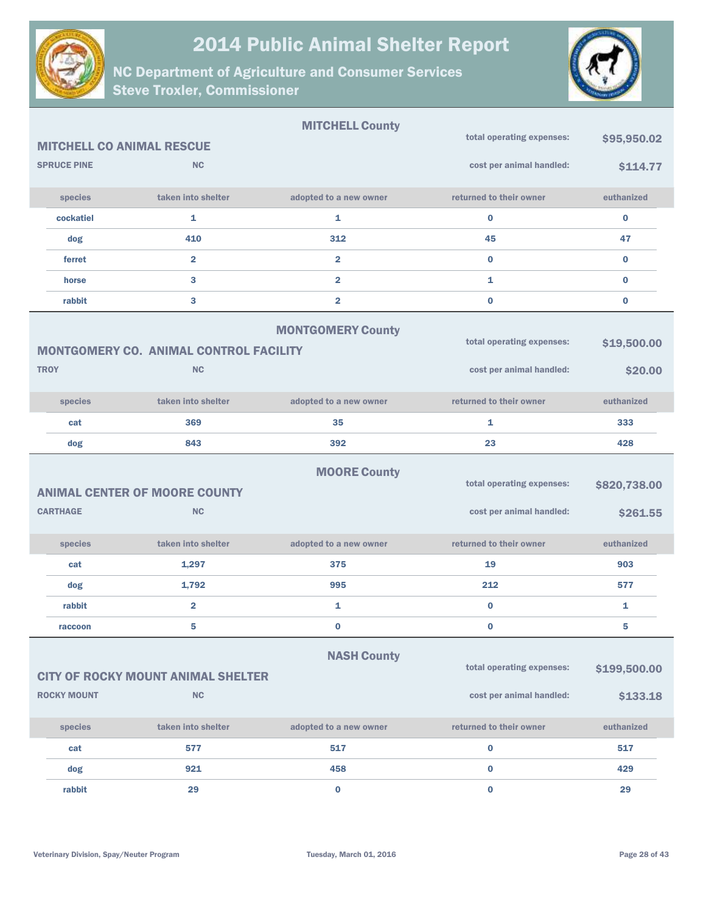# 2014 Public Animal Shelter Report

## NC Department of Agriculture and Consumer Services
## Steve Troxler, Commissioner

### MITCHELL County

**MITCHELL CO ANIMAL RESCUE**

**SPRUCE PINE** NC

total operating expenses: **$95,950.02**

cost per animal handled: **$114.77**

| species | taken into shelter | adopted to a new owner | returned to their owner | euthanized |
|---|---|---|---|---|
| cockatiel | 1 | 1 | 0 | 0 |
| dog | 410 | 312 | 45 | 47 |
| ferret | 2 | 2 | 0 | 0 |
| horse | 3 | 2 | 1 | 0 |
| rabbit | 3 | 2 | 0 | 0 |

### MONTGOMERY County

**MONTGOMERY CO. ANIMAL CONTROL FACILITY**

**TROY** NC

total operating expenses: **$19,500.00**

cost per animal handled: **$20.00**

| species | taken into shelter | adopted to a new owner | returned to their owner | euthanized |
|---|---|---|---|---|
| cat | 369 | 35 | 1 | 333 |
| dog | 843 | 392 | 23 | 428 |

### MOORE County

**ANIMAL CENTER OF MOORE COUNTY**

**CARTHAGE** NC

total operating expenses: **$820,738.00**

cost per animal handled: **$261.55**

| species | taken into shelter | adopted to a new owner | returned to their owner | euthanized |
|---|---|---|---|---|
| cat | 1,297 | 375 | 19 | 903 |
| dog | 1,792 | 995 | 212 | 577 |
| rabbit | 2 | 1 | 0 | 1 |
| raccoon | 5 | 0 | 0 | 5 |

### NASH County

**CITY OF ROCKY MOUNT ANIMAL SHELTER**

**ROCKY MOUNT** NC

total operating expenses: **$199,500.00**

cost per animal handled: **$133.18**

| species | taken into shelter | adopted to a new owner | returned to their owner | euthanized |
|---|---|---|---|---|
| cat | 577 | 517 | 0 | 517 |
| dog | 921 | 458 | 0 | 429 |
| rabbit | 29 | 0 | 0 | 29 |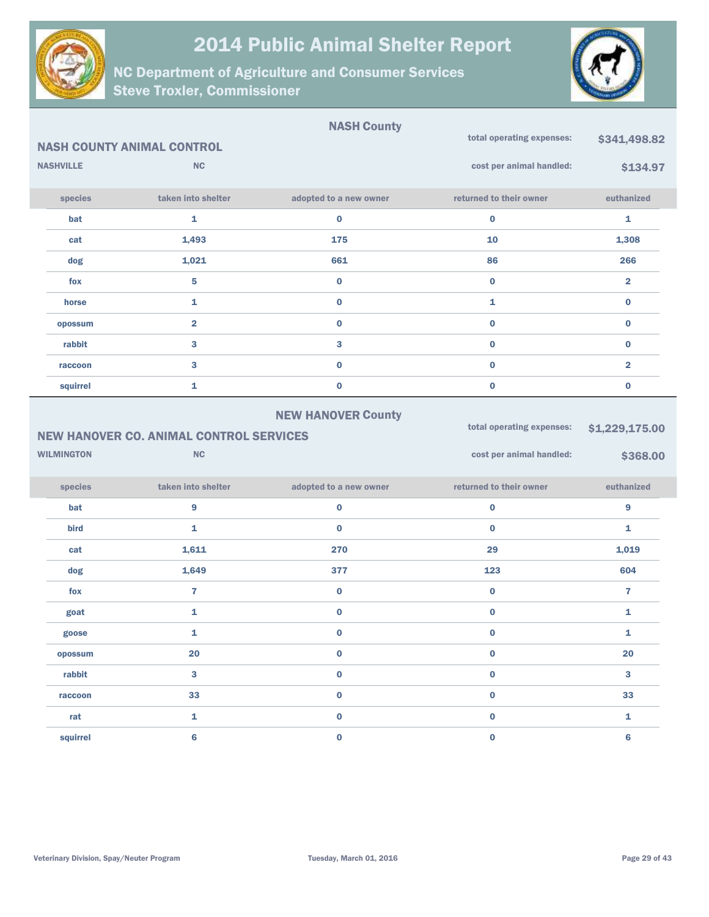# 2014 Public Animal Shelter Report

## NC Department of Agriculture and Consumer Services
## Steve Troxler, Commissioner

### NASH County

**NASH COUNTY ANIMAL CONTROL**

NASHVILLE NC

total operating expenses: **$341,498.82**

cost per animal handled: **$134.97**

| species | taken into shelter | adopted to a new owner | returned to their owner | euthanized |
|---|---|---|---|---|
| bat | 1 | 0 | 0 | 1 |
| cat | 1,493 | 175 | 10 | 1,308 |
| dog | 1,021 | 661 | 86 | 266 |
| fox | 5 | 0 | 0 | 2 |
| horse | 1 | 0 | 1 | 0 |
| opossum | 2 | 0 | 0 | 0 |
| rabbit | 3 | 3 | 0 | 0 |
| raccoon | 3 | 0 | 0 | 2 |
| squirrel | 1 | 0 | 0 | 0 |

### NEW HANOVER County

**NEW HANOVER CO. ANIMAL CONTROL SERVICES**

WILMINGTON NC

total operating expenses: **$1,229,175.00**

cost per animal handled: **$368.00**

| species | taken into shelter | adopted to a new owner | returned to their owner | euthanized |
|---|---|---|---|---|
| bat | 9 | 0 | 0 | 9 |
| bird | 1 | 0 | 0 | 1 |
| cat | 1,611 | 270 | 29 | 1,019 |
| dog | 1,649 | 377 | 123 | 604 |
| fox | 7 | 0 | 0 | 7 |
| goat | 1 | 0 | 0 | 1 |
| goose | 1 | 0 | 0 | 1 |
| opossum | 20 | 0 | 0 | 20 |
| rabbit | 3 | 0 | 0 | 3 |
| raccoon | 33 | 0 | 0 | 33 |
| rat | 1 | 0 | 0 | 1 |
| squirrel | 6 | 0 | 0 | 6 |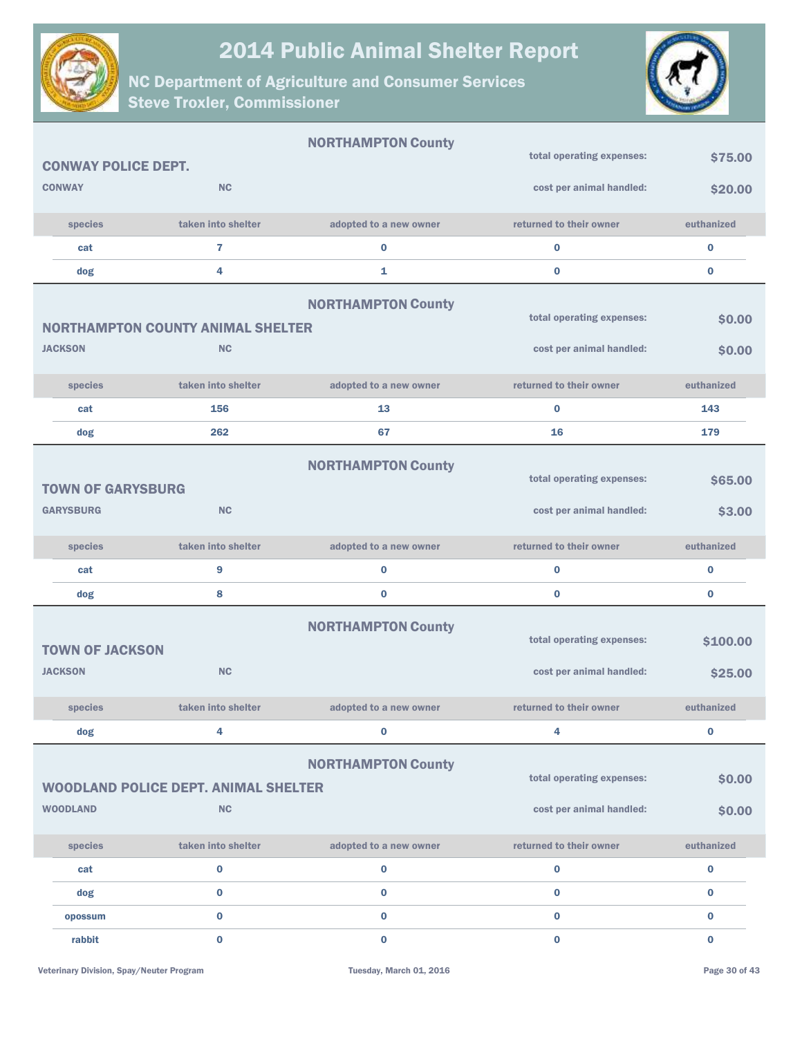# 2014 Public Animal Shelter Report

## NC Department of Agriculture and Consumer Services
## Steve Troxler, Commissioner

---

### NORTHAMPTON County

**CONWAY POLICE DEPT.**

**CONWAY** **NC**

total operating expenses: **$75.00**

cost per animal handled: **$20.00**

| species | taken into shelter | adopted to a new owner | returned to their owner | euthanized |
|---|---|---|---|---|
| cat | 7 | 0 | 0 | 0 |
| dog | 4 | 1 | 0 | 0 |

---

### NORTHAMPTON County

**NORTHAMPTON COUNTY ANIMAL SHELTER**

**JACKSON** **NC**

total operating expenses: **$0.00**

cost per animal handled: **$0.00**

| species | taken into shelter | adopted to a new owner | returned to their owner | euthanized |
|---|---|---|---|---|
| cat | 156 | 13 | 0 | 143 |
| dog | 262 | 67 | 16 | 179 |

---

### NORTHAMPTON County

**TOWN OF GARYSBURG**

**GARYSBURG** **NC**

total operating expenses: **$65.00**

cost per animal handled: **$3.00**

| species | taken into shelter | adopted to a new owner | returned to their owner | euthanized |
|---|---|---|---|---|
| cat | 9 | 0 | 0 | 0 |
| dog | 8 | 0 | 0 | 0 |

---

### NORTHAMPTON County

**TOWN OF JACKSON**

**JACKSON** **NC**

total operating expenses: **$100.00**

cost per animal handled: **$25.00**

| species | taken into shelter | adopted to a new owner | returned to their owner | euthanized |
|---|---|---|---|---|
| dog | 4 | 0 | 4 | 0 |

---

### NORTHAMPTON County

**WOODLAND POLICE DEPT. ANIMAL SHELTER**

**WOODLAND** **NC**

total operating expenses: **$0.00**

cost per animal handled: **$0.00**

| species | taken into shelter | adopted to a new owner | returned to their owner | euthanized |
|---|---|---|---|---|
| cat | 0 | 0 | 0 | 0 |
| dog | 0 | 0 | 0 | 0 |
| opossum | 0 | 0 | 0 | 0 |
| rabbit | 0 | 0 | 0 | 0 |

Veterinary Division, Spay/Neuter Program — Tuesday, March 01, 2016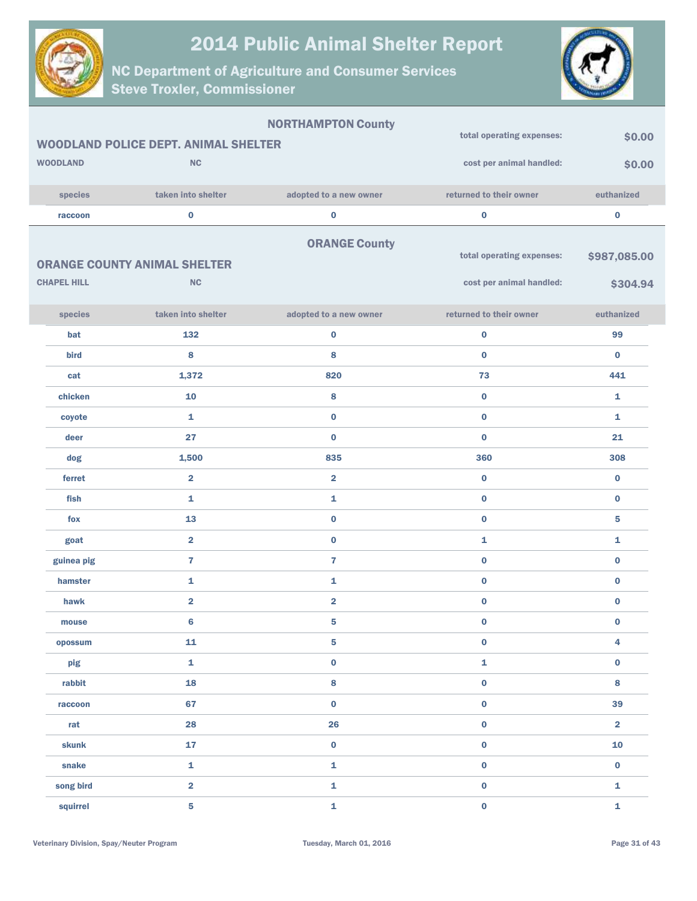# 2014 Public Animal Shelter Report

## NC Department of Agriculture and Consumer Services
## Steve Troxler, Commissioner

### NORTHAMPTON County

**WOODLAND POLICE DEPT. ANIMAL SHELTER**

WOODLAND NC

total operating expenses: **$0.00**

cost per animal handled: **$0.00**

| species | taken into shelter | adopted to a new owner | returned to their owner | euthanized |
|---|---|---|---|---|
| raccoon | 0 | 0 | 0 | 0 |

### ORANGE County

**ORANGE COUNTY ANIMAL SHELTER**

CHAPEL HILL NC

total operating expenses: **$987,085.00**

cost per animal handled: **$304.94**

| species | taken into shelter | adopted to a new owner | returned to their owner | euthanized |
|---|---|---|---|---|
| bat | 132 | 0 | 0 | 99 |
| bird | 8 | 8 | 0 | 0 |
| cat | 1,372 | 820 | 73 | 441 |
| chicken | 10 | 8 | 0 | 1 |
| coyote | 1 | 0 | 0 | 1 |
| deer | 27 | 0 | 0 | 21 |
| dog | 1,500 | 835 | 360 | 308 |
| ferret | 2 | 2 | 0 | 0 |
| fish | 1 | 1 | 0 | 0 |
| fox | 13 | 0 | 0 | 5 |
| goat | 2 | 0 | 1 | 1 |
| guinea pig | 7 | 7 | 0 | 0 |
| hamster | 1 | 1 | 0 | 0 |
| hawk | 2 | 2 | 0 | 0 |
| mouse | 6 | 5 | 0 | 0 |
| opossum | 11 | 5 | 0 | 4 |
| pig | 1 | 0 | 1 | 0 |
| rabbit | 18 | 8 | 0 | 8 |
| raccoon | 67 | 0 | 0 | 39 |
| rat | 28 | 26 | 0 | 2 |
| skunk | 17 | 0 | 0 | 10 |
| snake | 1 | 1 | 0 | 0 |
| song bird | 2 | 1 | 0 | 1 |
| squirrel | 5 | 1 | 0 | 1 |

Veterinary Division, Spay/Neuter Program

Tuesday, March 01, 2016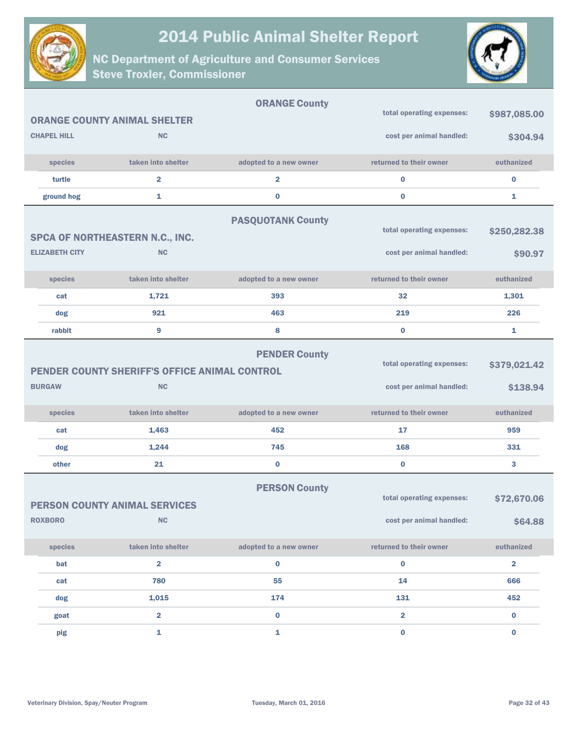# 2014 Public Animal Shelter Report

## NC Department of Agriculture and Consumer Services
## Steve Troxler, Commissioner

### ORANGE County

**ORANGE COUNTY ANIMAL SHELTER**

**CHAPEL HILL** **NC**

**total operating expenses:** **$987,085.00**

**cost per animal handled:** **$304.94**

| species | taken into shelter | adopted to a new owner | returned to their owner | euthanized |
|---|---|---|---|---|
| turtle | 2 | 2 | 0 | 0 |
| ground hog | 1 | 0 | 0 | 1 |

### PASQUOTANK County

**SPCA OF NORTHEASTERN N.C., INC.**

**ELIZABETH CITY** **NC**

**total operating expenses:** **$250,282.38**

**cost per animal handled:** **$90.97**

| species | taken into shelter | adopted to a new owner | returned to their owner | euthanized |
|---|---|---|---|---|
| cat | 1,721 | 393 | 32 | 1,301 |
| dog | 921 | 463 | 219 | 226 |
| rabbit | 9 | 8 | 0 | 1 |

### PENDER County

**PENDER COUNTY SHERIFF'S OFFICE ANIMAL CONTROL**

**BURGAW** **NC**

**total operating expenses:** **$379,021.42**

**cost per animal handled:** **$138.94**

| species | taken into shelter | adopted to a new owner | returned to their owner | euthanized |
|---|---|---|---|---|
| cat | 1,463 | 452 | 17 | 959 |
| dog | 1,244 | 745 | 168 | 331 |
| other | 21 | 0 | 0 | 3 |

### PERSON County

**PERSON COUNTY ANIMAL SERVICES**

**ROXBORO** **NC**

**total operating expenses:** **$72,670.06**

**cost per animal handled:** **$64.88**

| species | taken into shelter | adopted to a new owner | returned to their owner | euthanized |
|---|---|---|---|---|
| bat | 2 | 0 | 0 | 2 |
| cat | 780 | 55 | 14 | 666 |
| dog | 1,015 | 174 | 131 | 452 |
| goat | 2 | 0 | 2 | 0 |
| pig | 1 | 1 | 0 | 0 |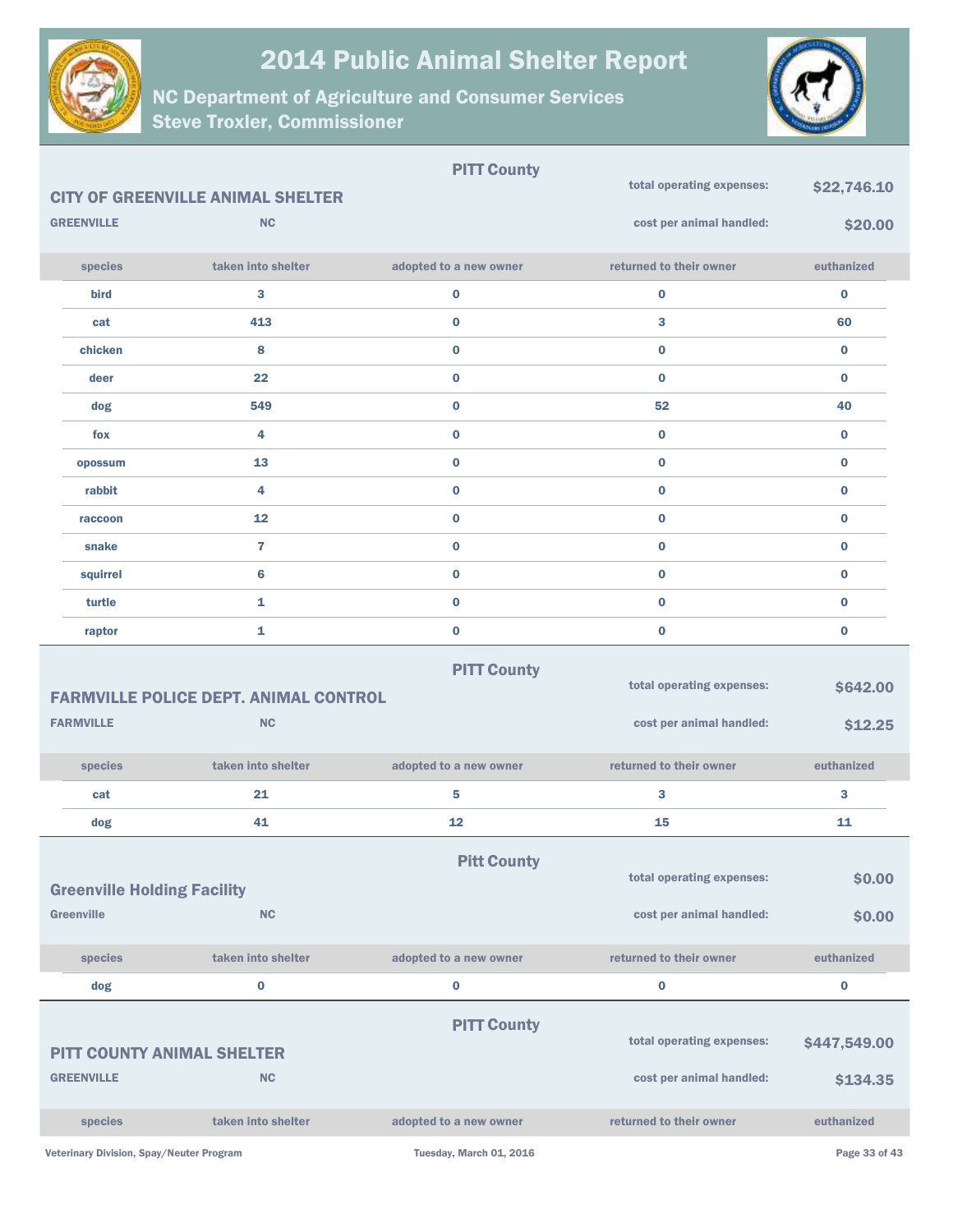## PITT County

### CITY OF GREENVILLE ANIMAL SHELTER

GREENVILLE NC

total operating expenses: $22,746.10

cost per animal handled: $20.00

| species | taken into shelter | adopted to a new owner | returned to their owner | euthanized |
|---|---|---|---|---|
| bird | 3 | 0 | 0 | 0 |
| cat | 413 | 0 | 3 | 60 |
| chicken | 8 | 0 | 0 | 0 |
| deer | 22 | 0 | 0 | 0 |
| dog | 549 | 0 | 52 | 40 |
| fox | 4 | 0 | 0 | 0 |
| opossum | 13 | 0 | 0 | 0 |
| rabbit | 4 | 0 | 0 | 0 |
| raccoon | 12 | 0 | 0 | 0 |
| snake | 7 | 0 | 0 | 0 |
| squirrel | 6 | 0 | 0 | 0 |
| turtle | 1 | 0 | 0 | 0 |
| raptor | 1 | 0 | 0 | 0 |

## PITT County

### FARMVILLE POLICE DEPT. ANIMAL CONTROL

FARMVILLE NC

total operating expenses: $642.00

cost per animal handled: $12.25

| species | taken into shelter | adopted to a new owner | returned to their owner | euthanized |
|---|---|---|---|---|
| cat | 21 | 5 | 3 | 3 |
| dog | 41 | 12 | 15 | 11 |

## Pitt County

### Greenville Holding Facility

Greenville NC

total operating expenses: $0.00

cost per animal handled: $0.00

| species | taken into shelter | adopted to a new owner | returned to their owner | euthanized |
|---|---|---|---|---|
| dog | 0 | 0 | 0 | 0 |

## PITT County

### PITT COUNTY ANIMAL SHELTER

GREENVILLE NC

total operating expenses: $447,549.00

cost per animal handled: $134.35

| species | taken into shelter | adopted to a new owner | returned to their owner | euthanized |
|---|---|---|---|---|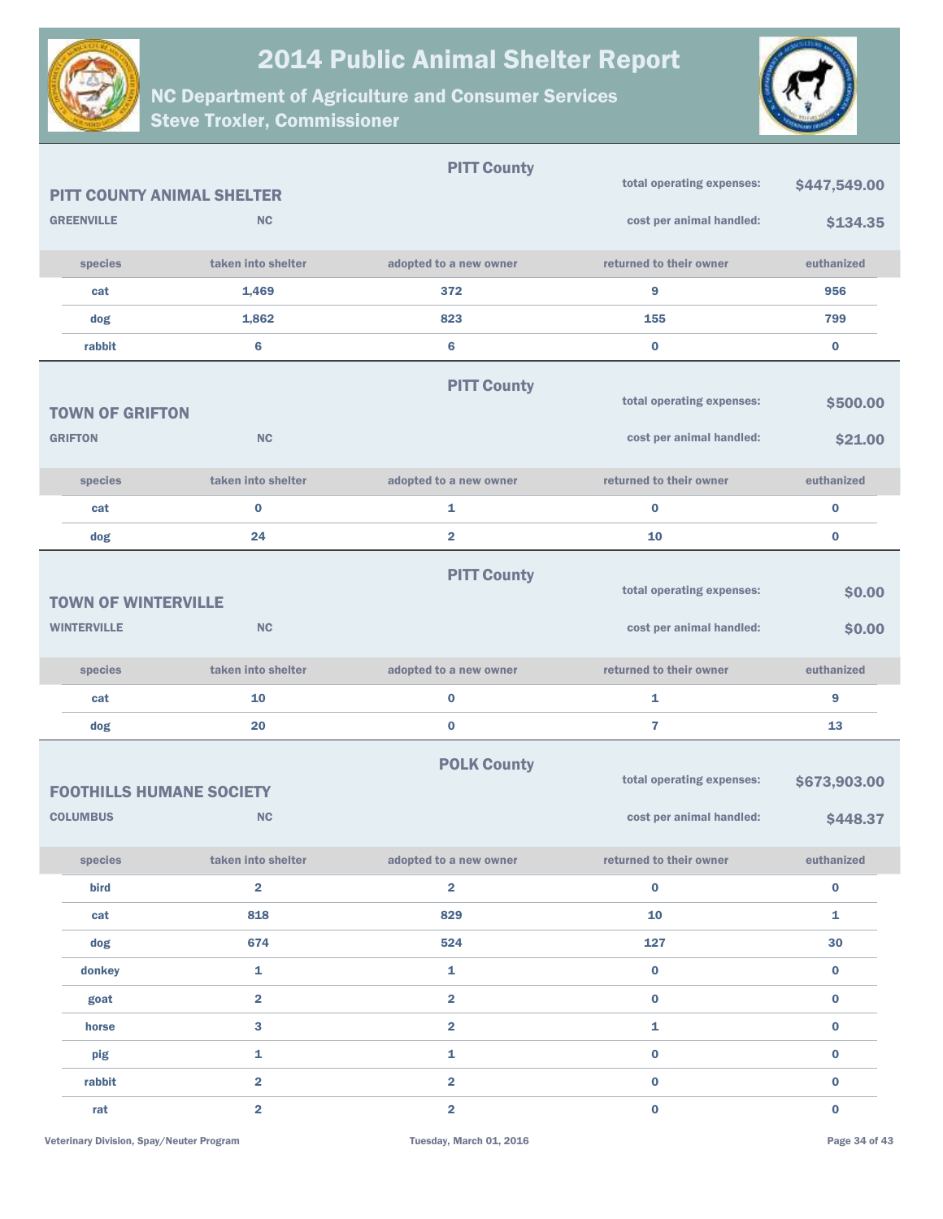# 2014 Public Animal Shelter Report

## NC Department of Agriculture and Consumer Services
## Steve Troxler, Commissioner

---

### PITT COUNTY ANIMAL SHELTER

**PITT County**

**GREENVILLE** NC

total operating expenses: **$447,549.00**

cost per animal handled: **$134.35**

| species | taken into shelter | adopted to a new owner | returned to their owner | euthanized |
|---|---|---|---|---|
| cat | 1,469 | 372 | 9 | 956 |
| dog | 1,862 | 823 | 155 | 799 |
| rabbit | 6 | 6 | 0 | 0 |

---

### TOWN OF GRIFTON

**PITT County**

**GRIFTON** NC

total operating expenses: **$500.00**

cost per animal handled: **$21.00**

| species | taken into shelter | adopted to a new owner | returned to their owner | euthanized |
|---|---|---|---|---|
| cat | 0 | 1 | 0 | 0 |
| dog | 24 | 2 | 10 | 0 |

---

### TOWN OF WINTERVILLE

**PITT County**

**WINTERVILLE** NC

total operating expenses: **$0.00**

cost per animal handled: **$0.00**

| species | taken into shelter | adopted to a new owner | returned to their owner | euthanized |
|---|---|---|---|---|
| cat | 10 | 0 | 1 | 9 |
| dog | 20 | 0 | 7 | 13 |

---

### FOOTHILLS HUMANE SOCIETY

**POLK County**

**COLUMBUS** NC

total operating expenses: **$673,903.00**

cost per animal handled: **$448.37**

| species | taken into shelter | adopted to a new owner | returned to their owner | euthanized |
|---|---|---|---|---|
| bird | 2 | 2 | 0 | 0 |
| cat | 818 | 829 | 10 | 1 |
| dog | 674 | 524 | 127 | 30 |
| donkey | 1 | 1 | 0 | 0 |
| goat | 2 | 2 | 0 | 0 |
| horse | 3 | 2 | 1 | 0 |
| pig | 1 | 1 | 0 | 0 |
| rabbit | 2 | 2 | 0 | 0 |
| rat | 2 | 2 | 0 | 0 |

Veterinary Division, Spay/Neuter Program

Tuesday, March 01, 2016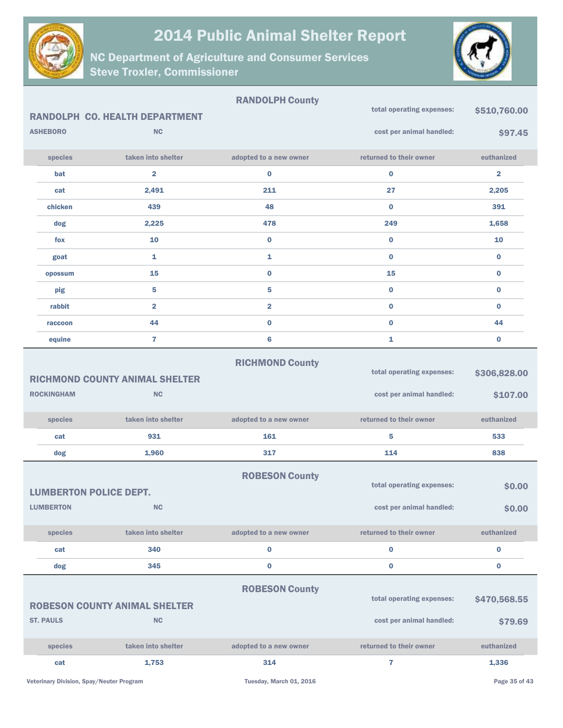## RANDOLPH County

### RANDOLPH CO. HEALTH DEPARTMENT

**ASHEBORO** NC

total operating expenses: **$510,760.00**

cost per animal handled: **$97.45**

| species | taken into shelter | adopted to a new owner | returned to their owner | euthanized |
|---|---|---|---|---|
| bat | 2 | 0 | 0 | 2 |
| cat | 2,491 | 211 | 27 | 2,205 |
| chicken | 439 | 48 | 0 | 391 |
| dog | 2,225 | 478 | 249 | 1,658 |
| fox | 10 | 0 | 0 | 10 |
| goat | 1 | 1 | 0 | 0 |
| opossum | 15 | 0 | 15 | 0 |
| pig | 5 | 5 | 0 | 0 |
| rabbit | 2 | 2 | 0 | 0 |
| raccoon | 44 | 0 | 0 | 44 |
| equine | 7 | 6 | 1 | 0 |

## RICHMOND County

### RICHMOND COUNTY ANIMAL SHELTER

**ROCKINGHAM** NC

total operating expenses: **$306,828.00**

cost per animal handled: **$107.00**

| species | taken into shelter | adopted to a new owner | returned to their owner | euthanized |
|---|---|---|---|---|
| cat | 931 | 161 | 5 | 533 |
| dog | 1,960 | 317 | 114 | 838 |

## ROBESON County

### LUMBERTON POLICE DEPT.

**LUMBERTON** NC

total operating expenses: **$0.00**

cost per animal handled: **$0.00**

| species | taken into shelter | adopted to a new owner | returned to their owner | euthanized |
|---|---|---|---|---|
| cat | 340 | 0 | 0 | 0 |
| dog | 345 | 0 | 0 | 0 |

## ROBESON County

### ROBESON COUNTY ANIMAL SHELTER

**ST. PAULS** NC

total operating expenses: **$470,568.55**

cost per animal handled: **$79.69**

| species | taken into shelter | adopted to a new owner | returned to their owner | euthanized |
|---|---|---|---|---|
| cat | 1,753 | 314 | 7 | 1,336 |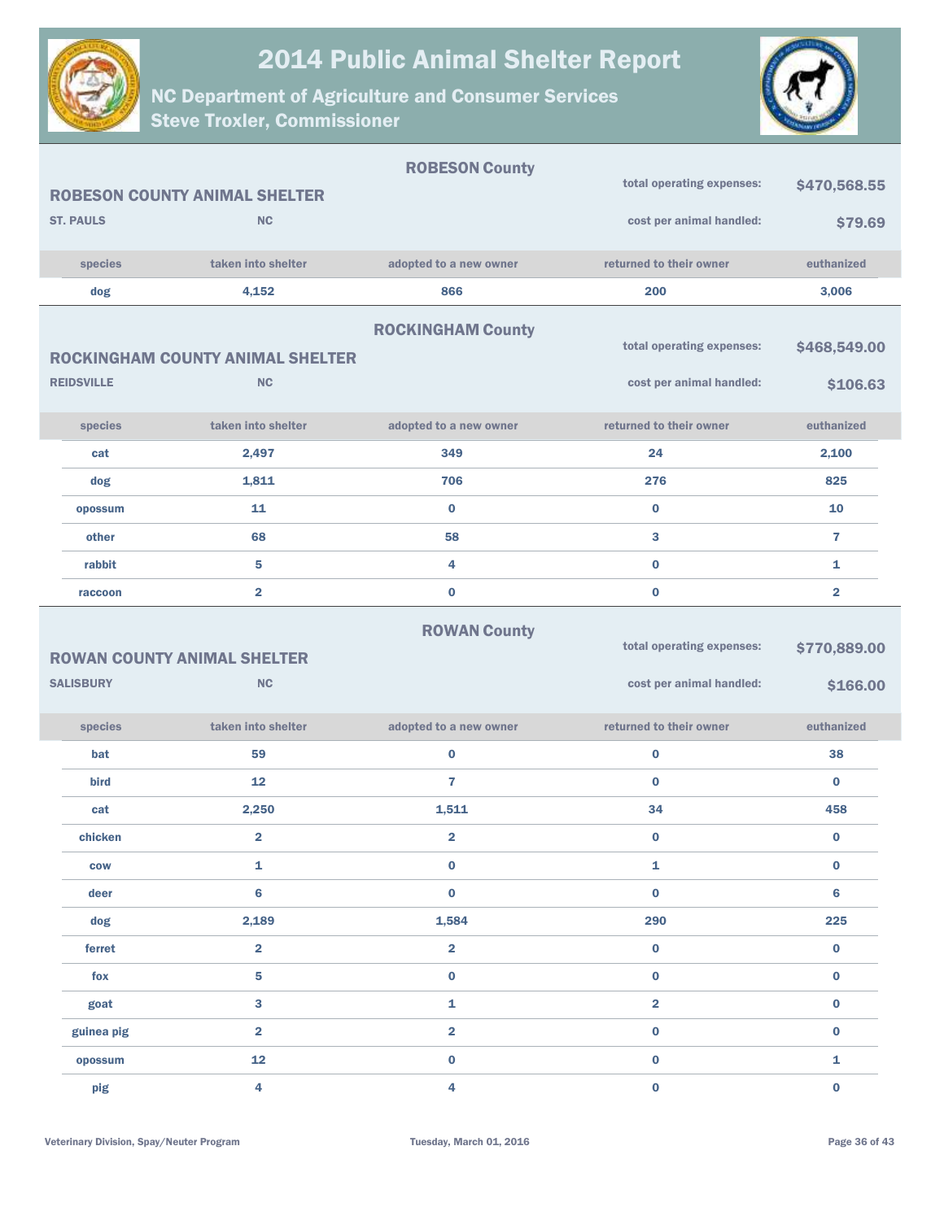# 2014 Public Animal Shelter Report

## NC Department of Agriculture and Consumer Services
## Steve Troxler, Commissioner

### ROBESON County

**ROBESON COUNTY ANIMAL SHELTER**
**ST. PAULS** NC

total operating expenses: **$470,568.55**
cost per animal handled: **$79.69**

| species | taken into shelter | adopted to a new owner | returned to their owner | euthanized |
|---|---|---|---|---|
| dog | 4,152 | 866 | 200 | 3,006 |

### ROCKINGHAM County

**ROCKINGHAM COUNTY ANIMAL SHELTER**
**REIDSVILLE** NC

total operating expenses: **$468,549.00**
cost per animal handled: **$106.63**

| species | taken into shelter | adopted to a new owner | returned to their owner | euthanized |
|---|---|---|---|---|
| cat | 2,497 | 349 | 24 | 2,100 |
| dog | 1,811 | 706 | 276 | 825 |
| opossum | 11 | 0 | 0 | 10 |
| other | 68 | 58 | 3 | 7 |
| rabbit | 5 | 4 | 0 | 1 |
| raccoon | 2 | 0 | 0 | 2 |

### ROWAN County

**ROWAN COUNTY ANIMAL SHELTER**
**SALISBURY** NC

total operating expenses: **$770,889.00**
cost per animal handled: **$166.00**

| species | taken into shelter | adopted to a new owner | returned to their owner | euthanized |
|---|---|---|---|---|
| bat | 59 | 0 | 0 | 38 |
| bird | 12 | 7 | 0 | 0 |
| cat | 2,250 | 1,511 | 34 | 458 |
| chicken | 2 | 2 | 0 | 0 |
| cow | 1 | 0 | 1 | 0 |
| deer | 6 | 0 | 0 | 6 |
| dog | 2,189 | 1,584 | 290 | 225 |
| ferret | 2 | 2 | 0 | 0 |
| fox | 5 | 0 | 0 | 0 |
| goat | 3 | 1 | 2 | 0 |
| guinea pig | 2 | 2 | 0 | 0 |
| opossum | 12 | 0 | 0 | 1 |
| pig | 4 | 4 | 0 | 0 |

Veterinary Division, Spay/Neuter Program — Tuesday, March 01, 2016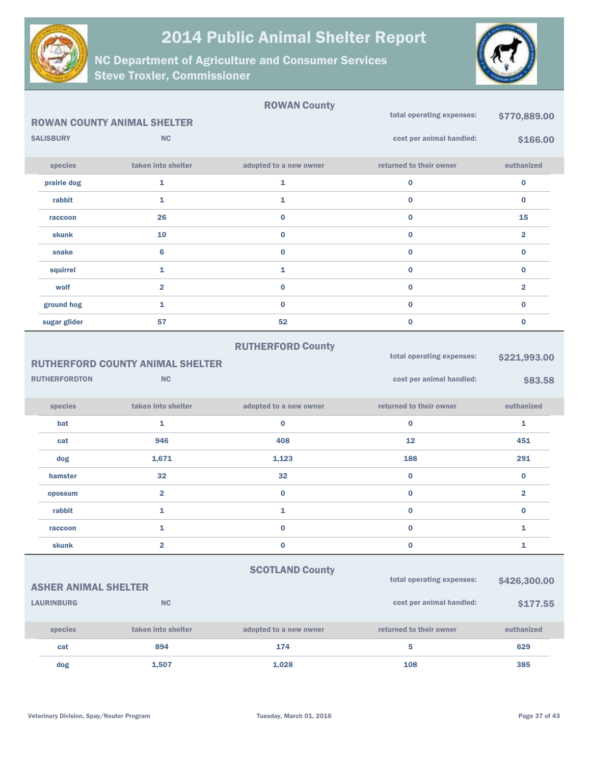# 2014 Public Animal Shelter Report

## NC Department of Agriculture and Consumer Services
## Steve Troxler, Commissioner

### ROWAN County

**ROWAN COUNTY ANIMAL SHELTER**
SALISBURY NC

total operating expenses: **$770,889.00**
cost per animal handled: **$166.00**

| species | taken into shelter | adopted to a new owner | returned to their owner | euthanized |
|---|---|---|---|---|
| prairie dog | 1 | 1 | 0 | 0 |
| rabbit | 1 | 1 | 0 | 0 |
| raccoon | 26 | 0 | 0 | 15 |
| skunk | 10 | 0 | 0 | 2 |
| snake | 6 | 0 | 0 | 0 |
| squirrel | 1 | 1 | 0 | 0 |
| wolf | 2 | 0 | 0 | 2 |
| ground hog | 1 | 0 | 0 | 0 |
| sugar glider | 57 | 52 | 0 | 0 |

### RUTHERFORD County

**RUTHERFORD COUNTY ANIMAL SHELTER**
RUTHERFORDTON NC

total operating expenses: **$221,993.00**
cost per animal handled: **$83.58**

| species | taken into shelter | adopted to a new owner | returned to their owner | euthanized |
|---|---|---|---|---|
| bat | 1 | 0 | 0 | 1 |
| cat | 946 | 408 | 12 | 451 |
| dog | 1,671 | 1,123 | 188 | 291 |
| hamster | 32 | 32 | 0 | 0 |
| opossum | 2 | 0 | 0 | 2 |
| rabbit | 1 | 1 | 0 | 0 |
| raccoon | 1 | 0 | 0 | 1 |
| skunk | 2 | 0 | 0 | 1 |

### SCOTLAND County

**ASHER ANIMAL SHELTER**
LAURINBURG NC

total operating expenses: **$426,300.00**
cost per animal handled: **$177.55**

| species | taken into shelter | adopted to a new owner | returned to their owner | euthanized |
|---|---|---|---|---|
| cat | 894 | 174 | 5 | 629 |
| dog | 1,507 | 1,028 | 108 | 385 |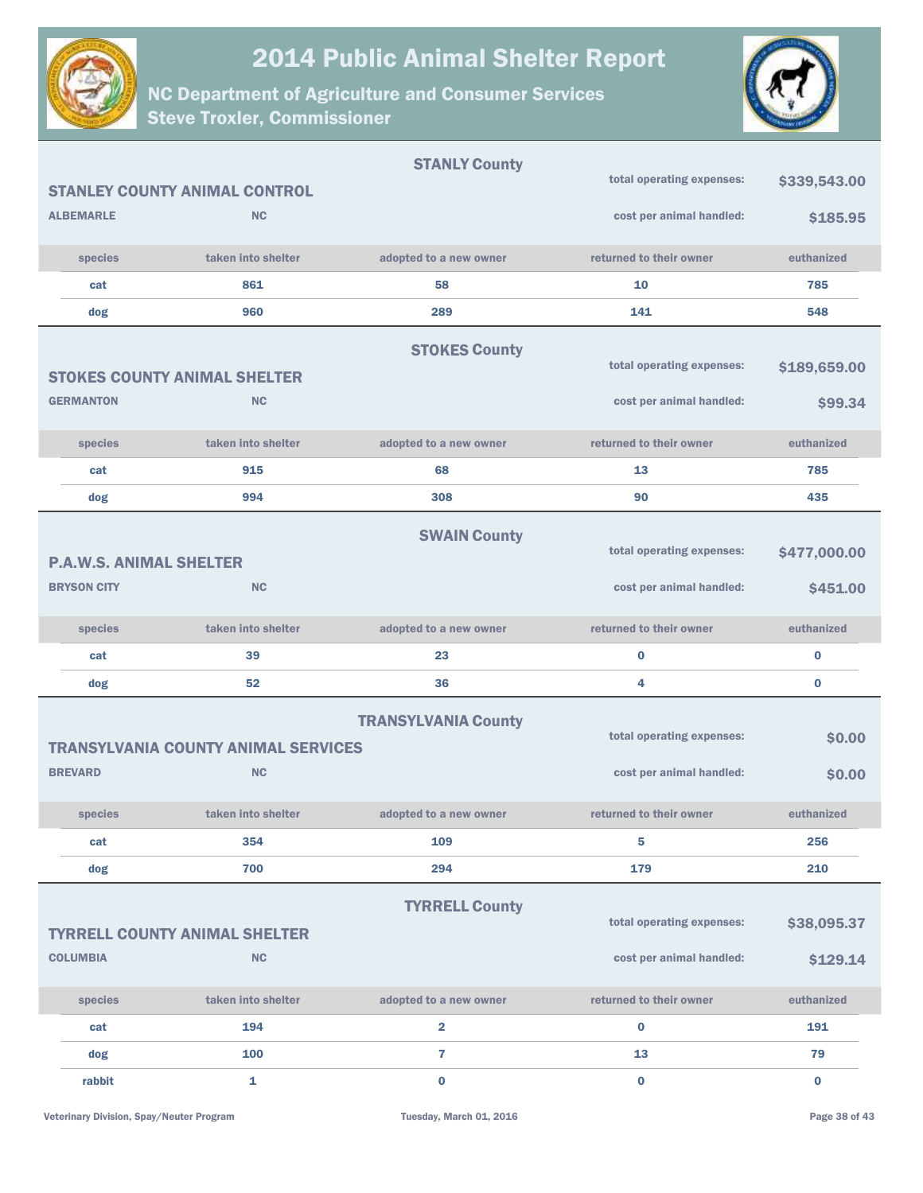# 2014 Public Animal Shelter Report

## NC Department of Agriculture and Consumer Services
## Steve Troxler, Commissioner

### STANLY County

**STANLEY COUNTY ANIMAL CONTROL**
**ALBEMARLE** **NC**

total operating expenses: **$339,543.00**
cost per animal handled: **$185.95**

| species | taken into shelter | adopted to a new owner | returned to their owner | euthanized |
|---|---|---|---|---|
| cat | 861 | 58 | 10 | 785 |
| dog | 960 | 289 | 141 | 548 |

### STOKES County

**STOKES COUNTY ANIMAL SHELTER**
**GERMANTON** **NC**

total operating expenses: **$189,659.00**
cost per animal handled: **$99.34**

| species | taken into shelter | adopted to a new owner | returned to their owner | euthanized |
|---|---|---|---|---|
| cat | 915 | 68 | 13 | 785 |
| dog | 994 | 308 | 90 | 435 |

### SWAIN County

**P.A.W.S. ANIMAL SHELTER**
**BRYSON CITY** **NC**

total operating expenses: **$477,000.00**
cost per animal handled: **$451.00**

| species | taken into shelter | adopted to a new owner | returned to their owner | euthanized |
|---|---|---|---|---|
| cat | 39 | 23 | 0 | 0 |
| dog | 52 | 36 | 4 | 0 |

### TRANSYLVANIA County

**TRANSYLVANIA COUNTY ANIMAL SERVICES**
**BREVARD** **NC**

total operating expenses: **$0.00**
cost per animal handled: **$0.00**

| species | taken into shelter | adopted to a new owner | returned to their owner | euthanized |
|---|---|---|---|---|
| cat | 354 | 109 | 5 | 256 |
| dog | 700 | 294 | 179 | 210 |

### TYRRELL County

**TYRRELL COUNTY ANIMAL SHELTER**
**COLUMBIA** **NC**

total operating expenses: **$38,095.37**
cost per animal handled: **$129.14**

| species | taken into shelter | adopted to a new owner | returned to their owner | euthanized |
|---|---|---|---|---|
| cat | 194 | 2 | 0 | 191 |
| dog | 100 | 7 | 13 | 79 |
| rabbit | 1 | 0 | 0 | 0 |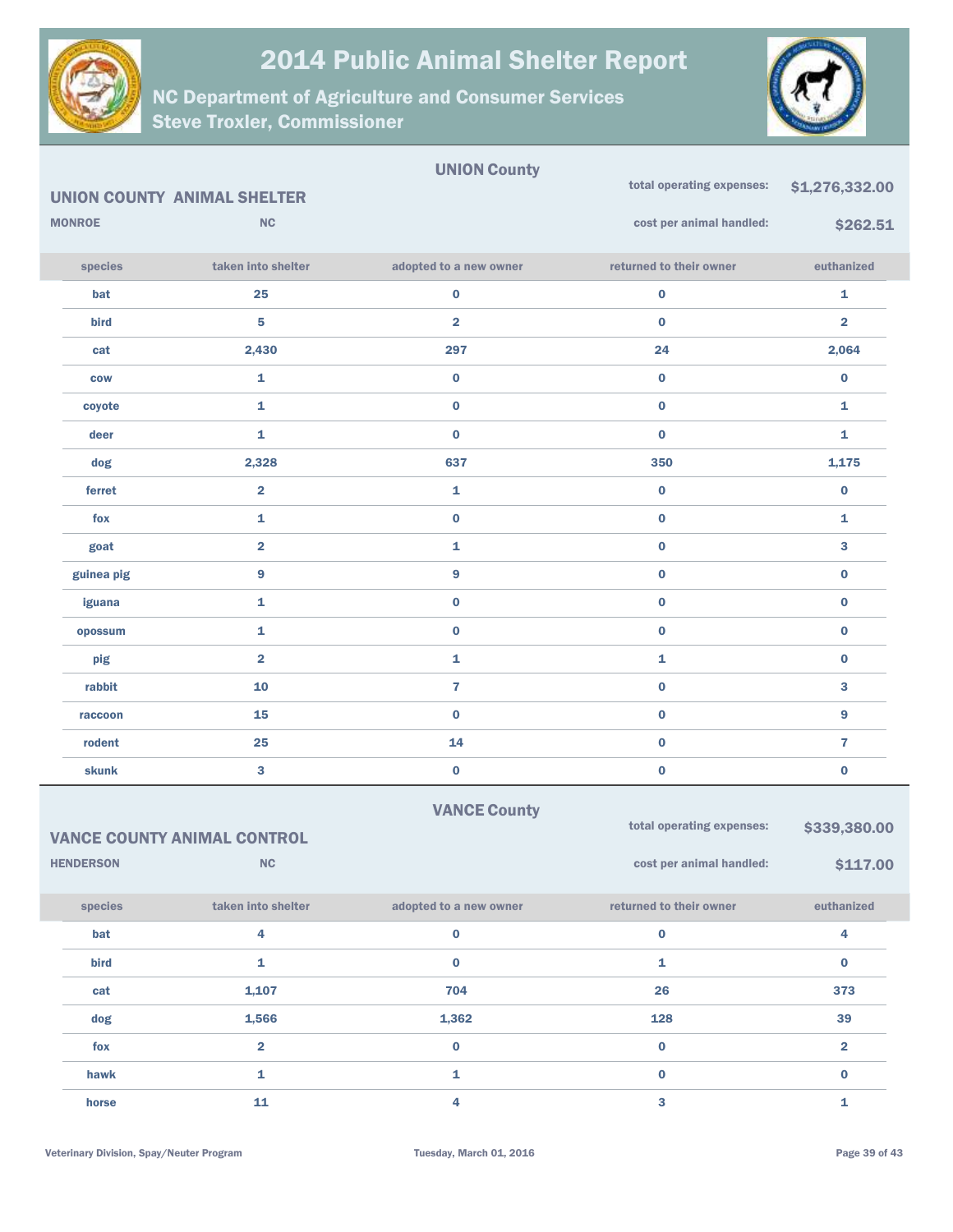# 2014 Public Animal Shelter Report

## NC Department of Agriculture and Consumer Services
## Steve Troxler, Commissioner

### UNION County

**UNION COUNTY ANIMAL SHELTER**

**MONROE** **NC**

total operating expenses: **$1,276,332.00**

cost per animal handled: **$262.51**

| species | taken into shelter | adopted to a new owner | returned to their owner | euthanized |
|---|---|---|---|---|
| bat | 25 | 0 | 0 | 1 |
| bird | 5 | 2 | 0 | 2 |
| cat | 2,430 | 297 | 24 | 2,064 |
| cow | 1 | 0 | 0 | 0 |
| coyote | 1 | 0 | 0 | 1 |
| deer | 1 | 0 | 0 | 1 |
| dog | 2,328 | 637 | 350 | 1,175 |
| ferret | 2 | 1 | 0 | 0 |
| fox | 1 | 0 | 0 | 1 |
| goat | 2 | 1 | 0 | 3 |
| guinea pig | 9 | 9 | 0 | 0 |
| iguana | 1 | 0 | 0 | 0 |
| opossum | 1 | 0 | 0 | 0 |
| pig | 2 | 1 | 1 | 0 |
| rabbit | 10 | 7 | 0 | 3 |
| raccoon | 15 | 0 | 0 | 9 |
| rodent | 25 | 14 | 0 | 7 |
| skunk | 3 | 0 | 0 | 0 |

### VANCE County

**VANCE COUNTY ANIMAL CONTROL**

**HENDERSON** **NC**

total operating expenses: **$339,380.00**

cost per animal handled: **$117.00**

| species | taken into shelter | adopted to a new owner | returned to their owner | euthanized |
|---|---|---|---|---|
| bat | 4 | 0 | 0 | 4 |
| bird | 1 | 0 | 1 | 0 |
| cat | 1,107 | 704 | 26 | 373 |
| dog | 1,566 | 1,362 | 128 | 39 |
| fox | 2 | 0 | 0 | 2 |
| hawk | 1 | 1 | 0 | 0 |
| horse | 11 | 4 | 3 | 1 |

Veterinary Division, Spay/Neuter Program — Tuesday, March 01, 2016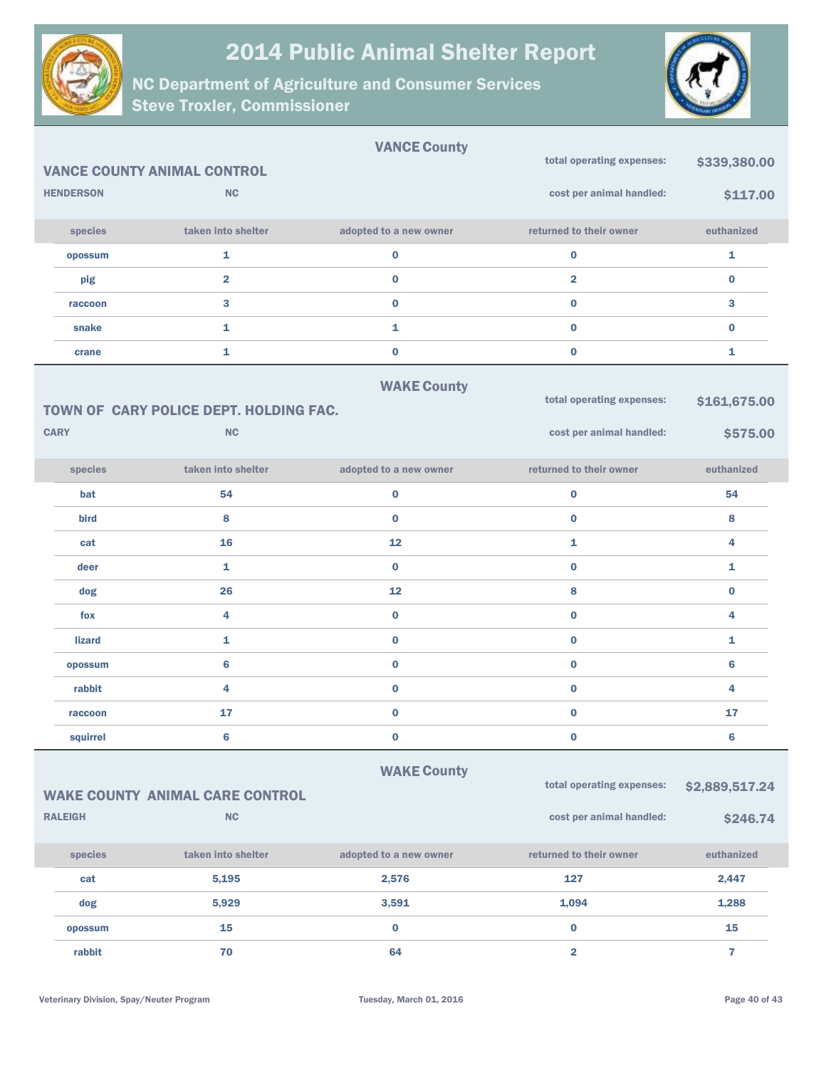## VANCE County

### VANCE COUNTY ANIMAL CONTROL

**HENDERSON** NC

total operating expenses: **$339,380.00**

cost per animal handled: **$117.00**

| species | taken into shelter | adopted to a new owner | returned to their owner | euthanized |
|---|---|---|---|---|
| opossum | 1 | 0 | 0 | 1 |
| pig | 2 | 0 | 2 | 0 |
| raccoon | 3 | 0 | 0 | 3 |
| snake | 1 | 1 | 0 | 0 |
| crane | 1 | 0 | 0 | 1 |

## WAKE County

### TOWN OF CARY POLICE DEPT. HOLDING FAC.

**CARY** NC

total operating expenses: **$161,675.00**

cost per animal handled: **$575.00**

| species | taken into shelter | adopted to a new owner | returned to their owner | euthanized |
|---|---|---|---|---|
| bat | 54 | 0 | 0 | 54 |
| bird | 8 | 0 | 0 | 8 |
| cat | 16 | 12 | 1 | 4 |
| deer | 1 | 0 | 0 | 1 |
| dog | 26 | 12 | 8 | 0 |
| fox | 4 | 0 | 0 | 4 |
| lizard | 1 | 0 | 0 | 1 |
| opossum | 6 | 0 | 0 | 6 |
| rabbit | 4 | 0 | 0 | 4 |
| raccoon | 17 | 0 | 0 | 17 |
| squirrel | 6 | 0 | 0 | 6 |

## WAKE County

### WAKE COUNTY ANIMAL CARE CONTROL

**RALEIGH** NC

total operating expenses: **$2,889,517.24**

cost per animal handled: **$246.74**

| species | taken into shelter | adopted to a new owner | returned to their owner | euthanized |
|---|---|---|---|---|
| cat | 5,195 | 2,576 | 127 | 2,447 |
| dog | 5,929 | 3,591 | 1,094 | 1,288 |
| opossum | 15 | 0 | 0 | 15 |
| rabbit | 70 | 64 | 2 | 7 |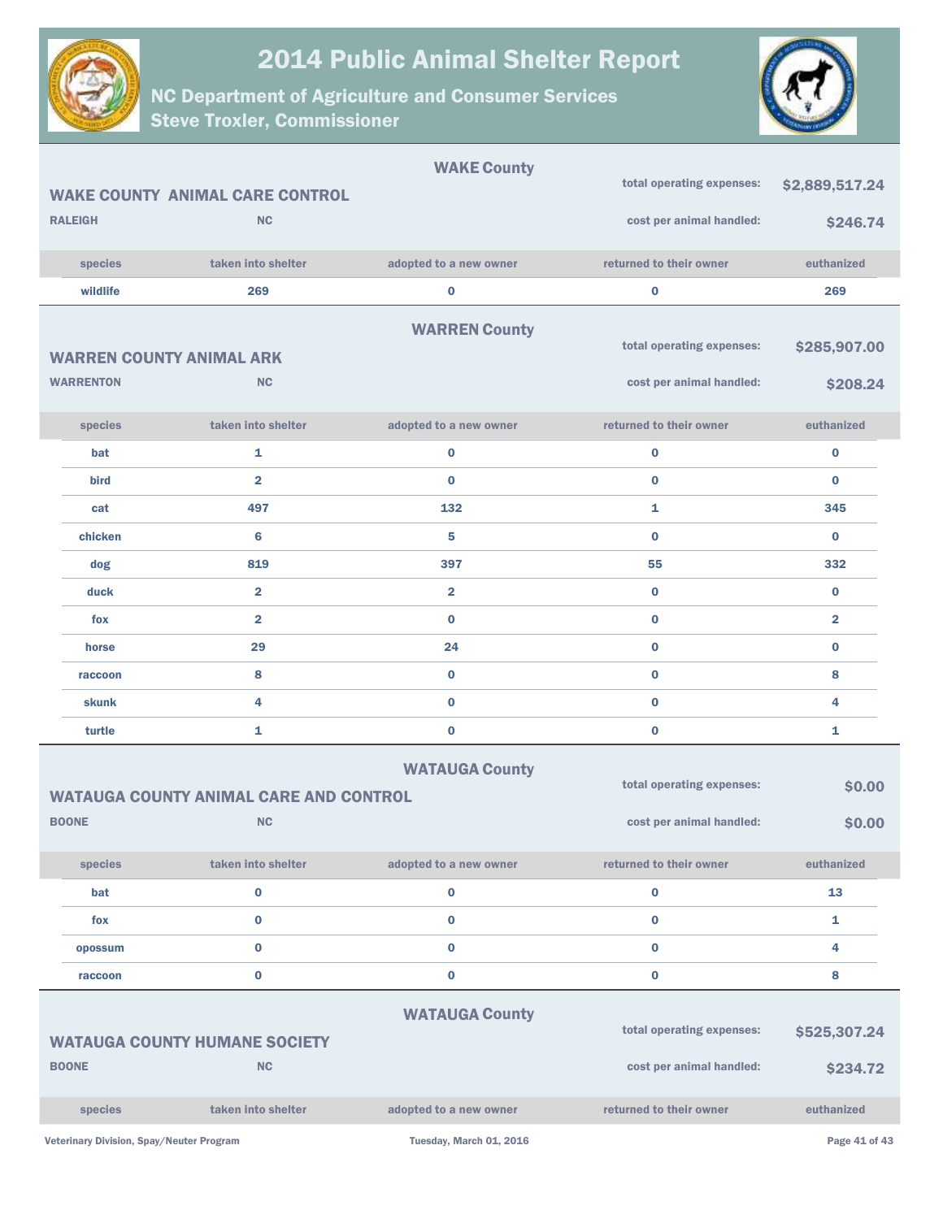## WAKE County

### WAKE COUNTY ANIMAL CARE CONTROL

RALEIGH NC

total operating expenses: $2,889,517.24

cost per animal handled: $246.74

| species | taken into shelter | adopted to a new owner | returned to their owner | euthanized |
|---|---|---|---|---|
| wildlife | 269 | 0 | 0 | 269 |

## WARREN County

### WARREN COUNTY ANIMAL ARK

WARRENTON NC

total operating expenses: $285,907.00

cost per animal handled: $208.24

| species | taken into shelter | adopted to a new owner | returned to their owner | euthanized |
|---|---|---|---|---|
| bat | 1 | 0 | 0 | 0 |
| bird | 2 | 0 | 0 | 0 |
| cat | 497 | 132 | 1 | 345 |
| chicken | 6 | 5 | 0 | 0 |
| dog | 819 | 397 | 55 | 332 |
| duck | 2 | 2 | 0 | 0 |
| fox | 2 | 0 | 0 | 2 |
| horse | 29 | 24 | 0 | 0 |
| raccoon | 8 | 0 | 0 | 8 |
| skunk | 4 | 0 | 0 | 4 |
| turtle | 1 | 0 | 0 | 1 |

## WATAUGA County

### WATAUGA COUNTY ANIMAL CARE AND CONTROL

BOONE NC

total operating expenses: $0.00

cost per animal handled: $0.00

| species | taken into shelter | adopted to a new owner | returned to their owner | euthanized |
|---|---|---|---|---|
| bat | 0 | 0 | 0 | 13 |
| fox | 0 | 0 | 0 | 1 |
| opossum | 0 | 0 | 0 | 4 |
| raccoon | 0 | 0 | 0 | 8 |

## WATAUGA County

### WATAUGA COUNTY HUMANE SOCIETY

BOONE NC

total operating expenses: $525,307.24

cost per animal handled: $234.72

| species | taken into shelter | adopted to a new owner | returned to their owner | euthanized |
|---|---|---|---|---|

Veterinary Division, Spay/Neuter Program

Tuesday, March 01, 2016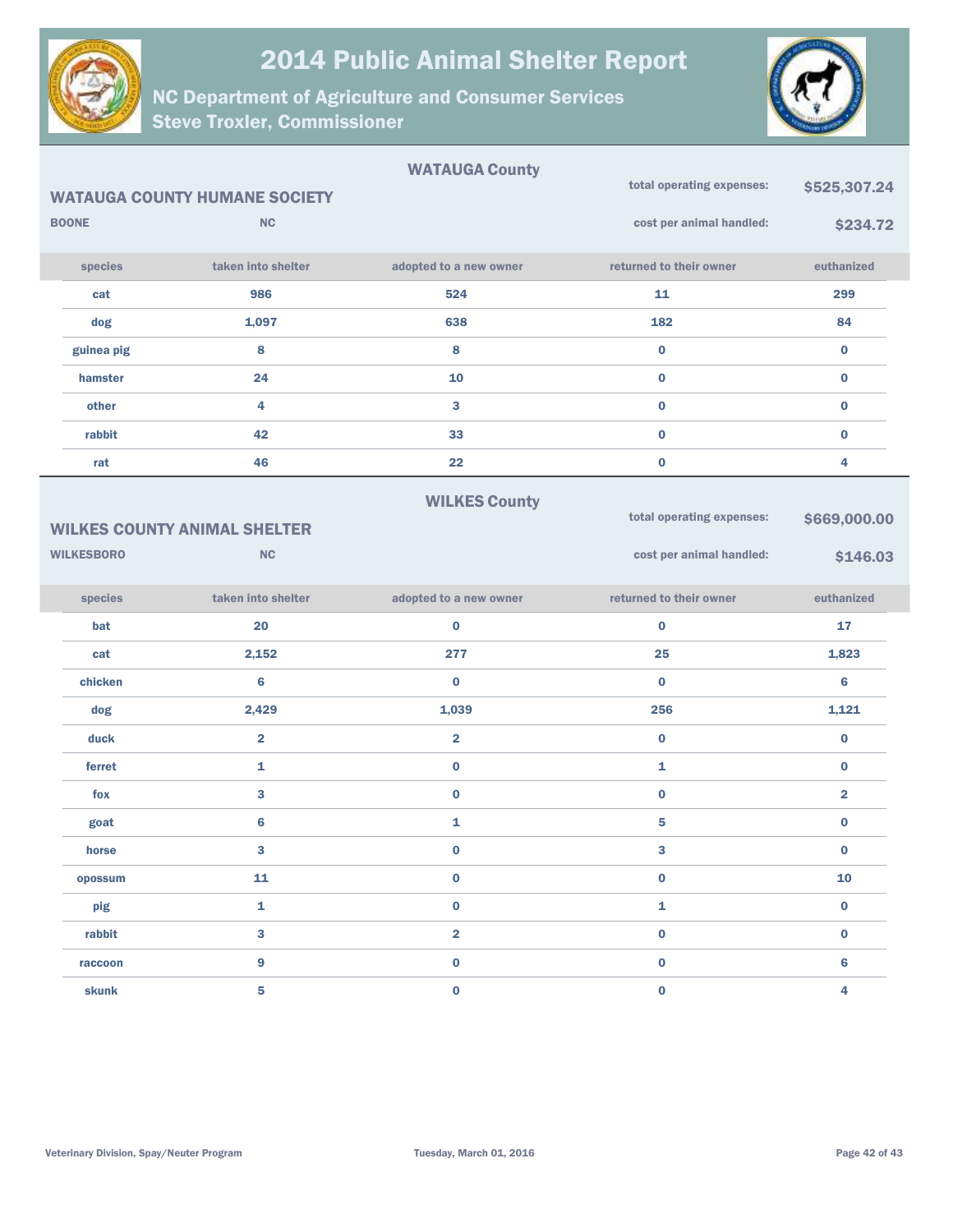# 2014 Public Animal Shelter Report

## NC Department of Agriculture and Consumer Services
## Steve Troxler, Commissioner

### WATAUGA County

**WATAUGA COUNTY HUMANE SOCIETY**

BOONE NC

total operating expenses: **$525,307.24**

cost per animal handled: **$234.72**

| species | taken into shelter | adopted to a new owner | returned to their owner | euthanized |
|---|---|---|---|---|
| cat | 986 | 524 | 11 | 299 |
| dog | 1,097 | 638 | 182 | 84 |
| guinea pig | 8 | 8 | 0 | 0 |
| hamster | 24 | 10 | 0 | 0 |
| other | 4 | 3 | 0 | 0 |
| rabbit | 42 | 33 | 0 | 0 |
| rat | 46 | 22 | 0 | 4 |

### WILKES County

**WILKES COUNTY ANIMAL SHELTER**

WILKESBORO NC

total operating expenses: **$669,000.00**

cost per animal handled: **$146.03**

| species | taken into shelter | adopted to a new owner | returned to their owner | euthanized |
|---|---|---|---|---|
| bat | 20 | 0 | 0 | 17 |
| cat | 2,152 | 277 | 25 | 1,823 |
| chicken | 6 | 0 | 0 | 6 |
| dog | 2,429 | 1,039 | 256 | 1,121 |
| duck | 2 | 2 | 0 | 0 |
| ferret | 1 | 0 | 1 | 0 |
| fox | 3 | 0 | 0 | 2 |
| goat | 6 | 1 | 5 | 0 |
| horse | 3 | 0 | 3 | 0 |
| opossum | 11 | 0 | 0 | 10 |
| pig | 1 | 0 | 1 | 0 |
| rabbit | 3 | 2 | 0 | 0 |
| raccoon | 9 | 0 | 0 | 6 |
| skunk | 5 | 0 | 0 | 4 |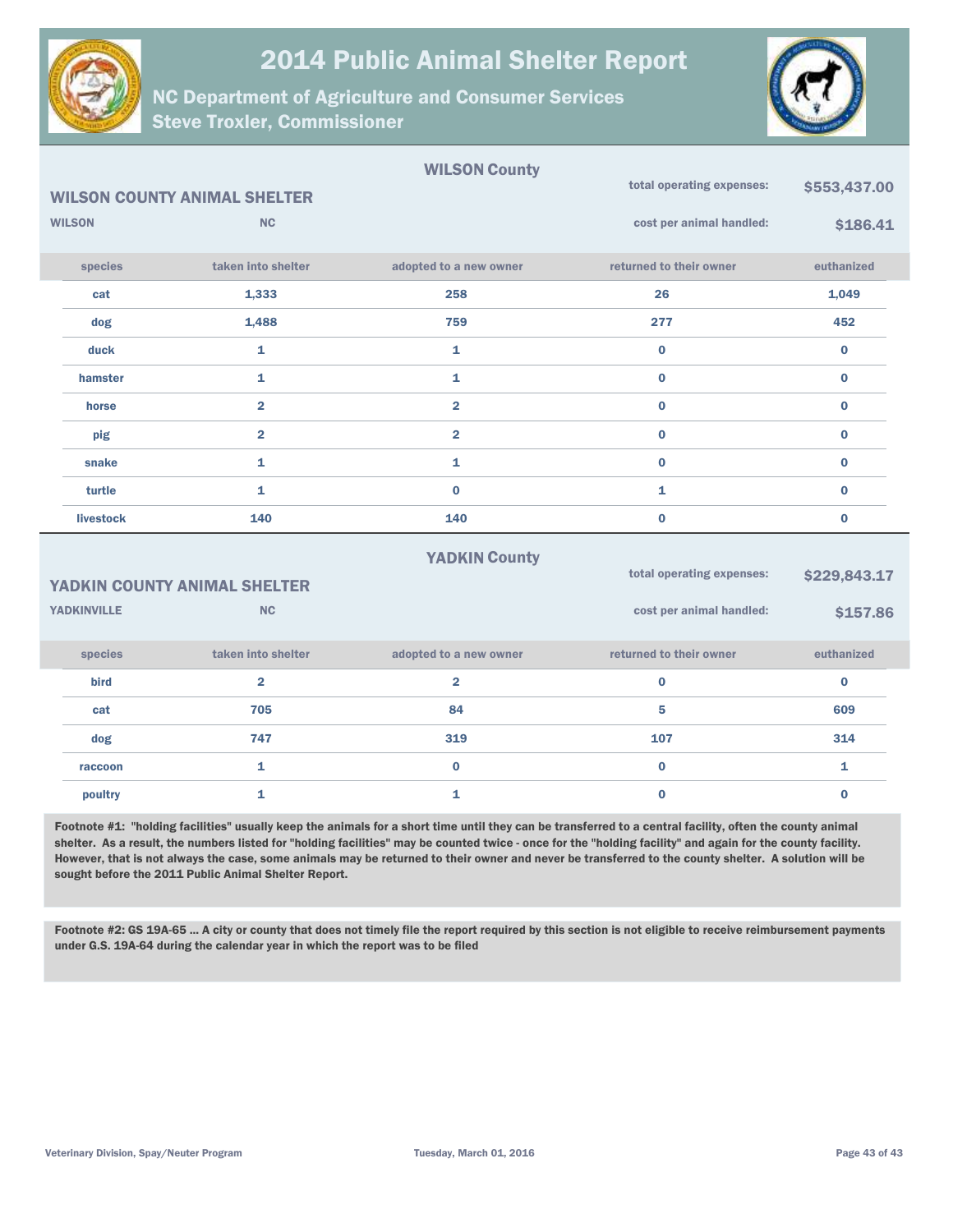# 2014 Public Animal Shelter Report

## NC Department of Agriculture and Consumer Services
## Steve Troxler, Commissioner

### WILSON County

**WILSON COUNTY ANIMAL SHELTER**

WILSON NC

total operating expenses: **$553,437.00**

cost per animal handled: **$186.41**

| species | taken into shelter | adopted to a new owner | returned to their owner | euthanized |
|---|---|---|---|---|
| cat | 1,333 | 258 | 26 | 1,049 |
| dog | 1,488 | 759 | 277 | 452 |
| duck | 1 | 1 | 0 | 0 |
| hamster | 1 | 1 | 0 | 0 |
| horse | 2 | 2 | 0 | 0 |
| pig | 2 | 2 | 0 | 0 |
| snake | 1 | 1 | 0 | 0 |
| turtle | 1 | 0 | 1 | 0 |
| livestock | 140 | 140 | 0 | 0 |

### YADKIN County

**YADKIN COUNTY ANIMAL SHELTER**

YADKINVILLE NC

total operating expenses: **$229,843.17**

cost per animal handled: **$157.86**

| species | taken into shelter | adopted to a new owner | returned to their owner | euthanized |
|---|---|---|---|---|
| bird | 2 | 2 | 0 | 0 |
| cat | 705 | 84 | 5 | 609 |
| dog | 747 | 319 | 107 | 314 |
| raccoon | 1 | 0 | 0 | 1 |
| poultry | 1 | 1 | 0 | 0 |

**Footnote #1: "holding facilities" usually keep the animals for a short time until they can be transferred to a central facility, often the county animal shelter. As a result, the numbers listed for "holding facilities" may be counted twice - once for the "holding facility" and again for the county facility. However, that is not always the case, some animals may be returned to their owner and never be transferred to the county shelter. A solution will be sought before the 2011 Public Animal Shelter Report.**

**Footnote #2: GS 19A-65 ... A city or county that does not timely file the report required by this section is not eligible to receive reimbursement payments under G.S. 19A-64 during the calendar year in which the report was to be filed**